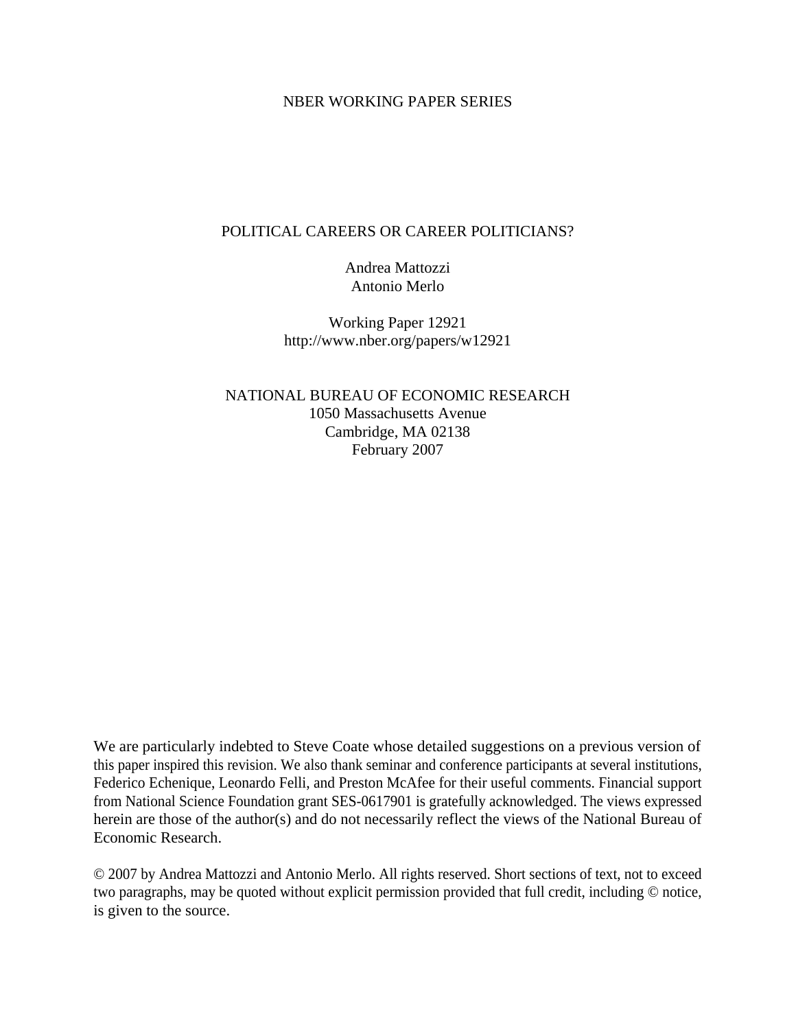NBER WORKING PAPER SERIES

# POLITICAL CAREERS OR CAREER POLITICIANS?

Andrea Mattozzi
Antonio Merlo

Working Paper 12921
http://www.nber.org/papers/w12921

NATIONAL BUREAU OF ECONOMIC RESEARCH
1050 Massachusetts Avenue
Cambridge, MA 02138
February 2007

We are particularly indebted to Steve Coate whose detailed suggestions on a previous version of this paper inspired this revision. We also thank seminar and conference participants at several institutions, Federico Echenique, Leonardo Felli, and Preston McAfee for their useful comments. Financial support from National Science Foundation grant SES-0617901 is gratefully acknowledged. The views expressed herein are those of the author(s) and do not necessarily reflect the views of the National Bureau of Economic Research.

© 2007 by Andrea Mattozzi and Antonio Merlo. All rights reserved. Short sections of text, not to exceed two paragraphs, may be quoted without explicit permission provided that full credit, including © notice, is given to the source.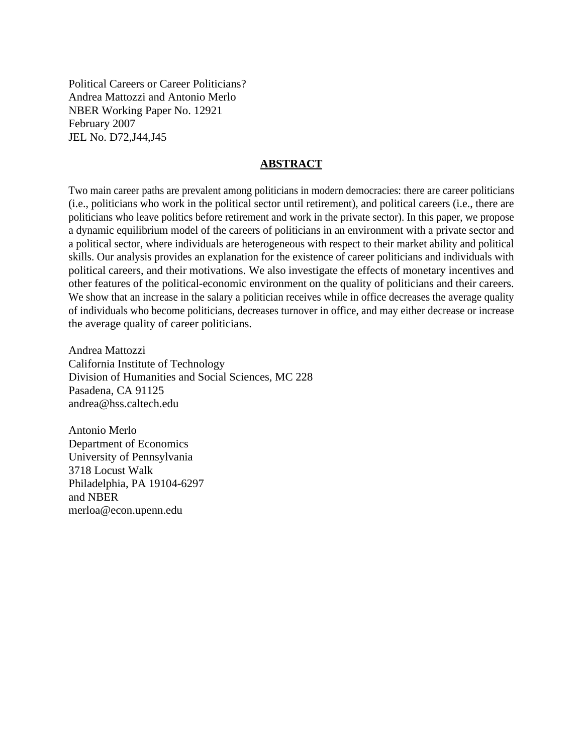Political Careers or Career Politicians?
Andrea Mattozzi and Antonio Merlo
NBER Working Paper No. 12921
February 2007
JEL No. D72,J44,J45

## ABSTRACT

Two main career paths are prevalent among politicians in modern democracies: there are career politicians (i.e., politicians who work in the political sector until retirement), and political careers (i.e., there are politicians who leave politics before retirement and work in the private sector). In this paper, we propose a dynamic equilibrium model of the careers of politicians in an environment with a private sector and a political sector, where individuals are heterogeneous with respect to their market ability and political skills. Our analysis provides an explanation for the existence of career politicians and individuals with political careers, and their motivations. We also investigate the effects of monetary incentives and other features of the political-economic environment on the quality of politicians and their careers. We show that an increase in the salary a politician receives while in office decreases the average quality of individuals who become politicians, decreases turnover in office, and may either decrease or increase the average quality of career politicians.

Andrea Mattozzi
California Institute of Technology
Division of Humanities and Social Sciences, MC 228
Pasadena, CA 91125
andrea@hss.caltech.edu

Antonio Merlo
Department of Economics
University of Pennsylvania
3718 Locust Walk
Philadelphia, PA 19104-6297
and NBER
merloa@econ.upenn.edu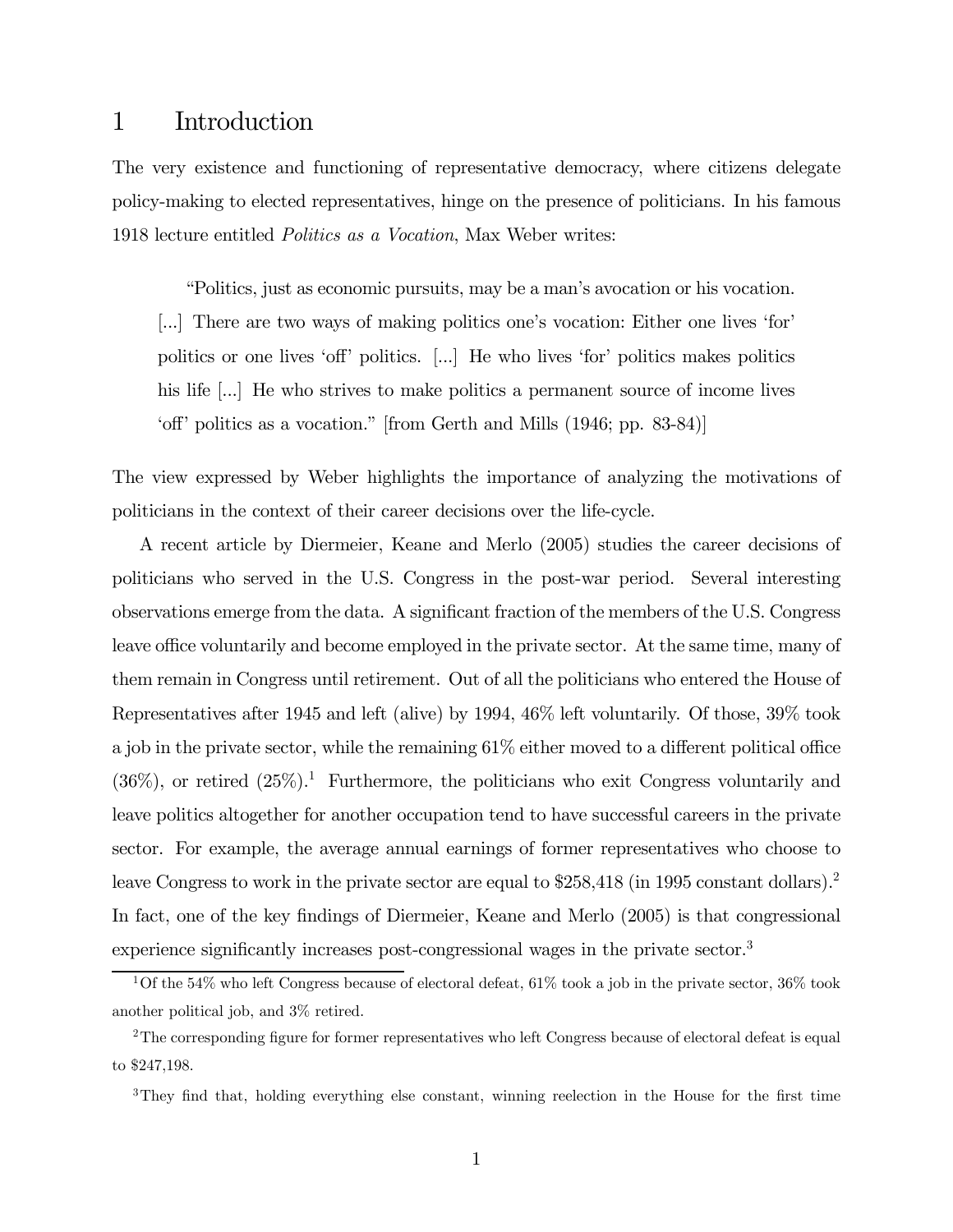# 1 Introduction

The very existence and functioning of representative democracy, where citizens delegate policy-making to elected representatives, hinge on the presence of politicians. In his famous 1918 lecture entitled *Politics as a Vocation*, Max Weber writes:

> "Politics, just as economic pursuits, may be a man's avocation or his vocation. [...] There are two ways of making politics one's vocation: Either one lives 'for' politics or one lives 'off' politics. [...] He who lives 'for' politics makes politics his life [...] He who strives to make politics a permanent source of income lives 'off' politics as a vocation." [from Gerth and Mills (1946; pp. 83-84)]

The view expressed by Weber highlights the importance of analyzing the motivations of politicians in the context of their career decisions over the life-cycle.

A recent article by Diermeier, Keane and Merlo (2005) studies the career decisions of politicians who served in the U.S. Congress in the post-war period. Several interesting observations emerge from the data. A significant fraction of the members of the U.S. Congress leave office voluntarily and become employed in the private sector. At the same time, many of them remain in Congress until retirement. Out of all the politicians who entered the House of Representatives after 1945 and left (alive) by 1994, 46% left voluntarily. Of those, 39% took a job in the private sector, while the remaining 61% either moved to a different political office (36%), or retired (25%).[1] Furthermore, the politicians who exit Congress voluntarily and leave politics altogether for another occupation tend to have successful careers in the private sector. For example, the average annual earnings of former representatives who choose to leave Congress to work in the private sector are equal to $258,418 (in 1995 constant dollars).[2] In fact, one of the key findings of Diermeier, Keane and Merlo (2005) is that congressional experience significantly increases post-congressional wages in the private sector.[3]

[1] Of the 54% who left Congress because of electoral defeat, 61% took a job in the private sector, 36% took another political job, and 3% retired.

[2] The corresponding figure for former representatives who left Congress because of electoral defeat is equal to $247,198.

[3] They find that, holding everything else constant, winning reelection in the House for the first time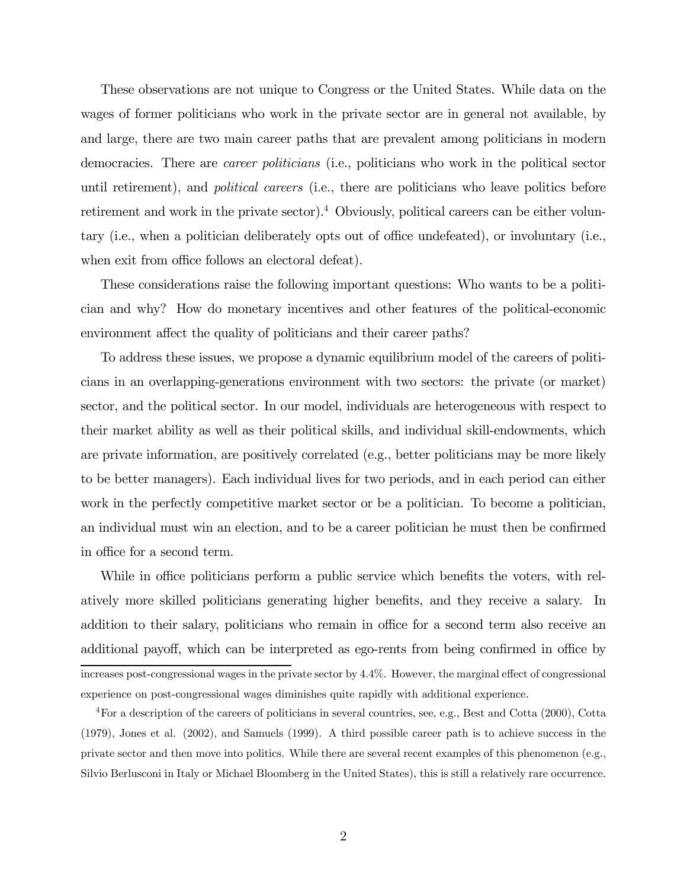These observations are not unique to Congress or the United States. While data on the wages of former politicians who work in the private sector are in general not available, by and large, there are two main career paths that are prevalent among politicians in modern democracies. There are *career politicians* (i.e., politicians who work in the political sector until retirement), and *political careers* (i.e., there are politicians who leave politics before retirement and work in the private sector).[4] Obviously, political careers can be either voluntary (i.e., when a politician deliberately opts out of office undefeated), or involuntary (i.e., when exit from office follows an electoral defeat).

These considerations raise the following important questions: Who wants to be a politician and why? How do monetary incentives and other features of the political-economic environment affect the quality of politicians and their career paths?

To address these issues, we propose a dynamic equilibrium model of the careers of politicians in an overlapping-generations environment with two sectors: the private (or market) sector, and the political sector. In our model, individuals are heterogeneous with respect to their market ability as well as their political skills, and individual skill-endowments, which are private information, are positively correlated (e.g., better politicians may be more likely to be better managers). Each individual lives for two periods, and in each period can either work in the perfectly competitive market sector or be a politician. To become a politician, an individual must win an election, and to be a career politician he must then be confirmed in office for a second term.

While in office politicians perform a public service which benefits the voters, with relatively more skilled politicians generating higher benefits, and they receive a salary. In addition to their salary, politicians who remain in office for a second term also receive an additional payoff, which can be interpreted as ego-rents from being confirmed in office by

increases post-congressional wages in the private sector by 4.4%. However, the marginal effect of congressional experience on post-congressional wages diminishes quite rapidly with additional experience.

[4] For a description of the careers of politicians in several countries, see, e.g., Best and Cotta (2000), Cotta (1979), Jones et al. (2002), and Samuels (1999). A third possible career path is to achieve success in the private sector and then move into politics. While there are several recent examples of this phenomenon (e.g., Silvio Berlusconi in Italy or Michael Bloomberg in the United States), this is still a relatively rare occurrence.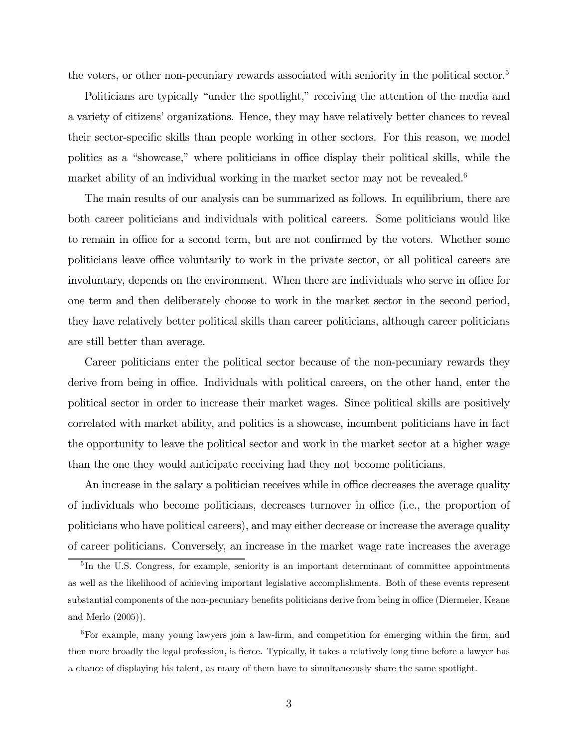the voters, or other non-pecuniary rewards associated with seniority in the political sector.[5]

Politicians are typically "under the spotlight," receiving the attention of the media and a variety of citizens' organizations. Hence, they may have relatively better chances to reveal their sector-specific skills than people working in other sectors. For this reason, we model politics as a "showcase," where politicians in office display their political skills, while the market ability of an individual working in the market sector may not be revealed.[6]

The main results of our analysis can be summarized as follows. In equilibrium, there are both career politicians and individuals with political careers. Some politicians would like to remain in office for a second term, but are not confirmed by the voters. Whether some politicians leave office voluntarily to work in the private sector, or all political careers are involuntary, depends on the environment. When there are individuals who serve in office for one term and then deliberately choose to work in the market sector in the second period, they have relatively better political skills than career politicians, although career politicians are still better than average.

Career politicians enter the political sector because of the non-pecuniary rewards they derive from being in office. Individuals with political careers, on the other hand, enter the political sector in order to increase their market wages. Since political skills are positively correlated with market ability, and politics is a showcase, incumbent politicians have in fact the opportunity to leave the political sector and work in the market sector at a higher wage than the one they would anticipate receiving had they not become politicians.

An increase in the salary a politician receives while in office decreases the average quality of individuals who become politicians, decreases turnover in office (i.e., the proportion of politicians who have political careers), and may either decrease or increase the average quality of career politicians. Conversely, an increase in the market wage rate increases the average

[5] In the U.S. Congress, for example, seniority is an important determinant of committee appointments as well as the likelihood of achieving important legislative accomplishments. Both of these events represent substantial components of the non-pecuniary benefits politicians derive from being in office (Diermeier, Keane and Merlo (2005)).

[6] For example, many young lawyers join a law-firm, and competition for emerging within the firm, and then more broadly the legal profession, is fierce. Typically, it takes a relatively long time before a lawyer has a chance of displaying his talent, as many of them have to simultaneously share the same spotlight.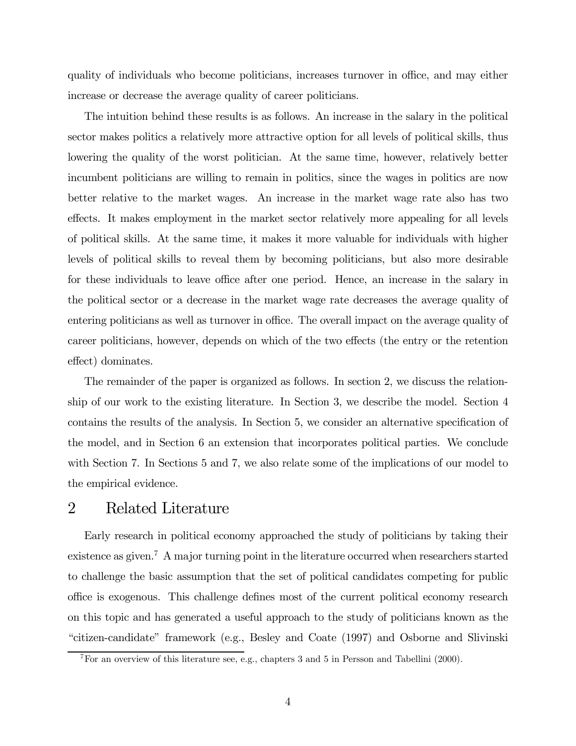quality of individuals who become politicians, increases turnover in office, and may either increase or decrease the average quality of career politicians.

The intuition behind these results is as follows. An increase in the salary in the political sector makes politics a relatively more attractive option for all levels of political skills, thus lowering the quality of the worst politician. At the same time, however, relatively better incumbent politicians are willing to remain in politics, since the wages in politics are now better relative to the market wages. An increase in the market wage rate also has two effects. It makes employment in the market sector relatively more appealing for all levels of political skills. At the same time, it makes it more valuable for individuals with higher levels of political skills to reveal them by becoming politicians, but also more desirable for these individuals to leave office after one period. Hence, an increase in the salary in the political sector or a decrease in the market wage rate decreases the average quality of entering politicians as well as turnover in office. The overall impact on the average quality of career politicians, however, depends on which of the two effects (the entry or the retention effect) dominates.

The remainder of the paper is organized as follows. In section 2, we discuss the relationship of our work to the existing literature. In Section 3, we describe the model. Section 4 contains the results of the analysis. In Section 5, we consider an alternative specification of the model, and in Section 6 an extension that incorporates political parties. We conclude with Section 7. In Sections 5 and 7, we also relate some of the implications of our model to the empirical evidence.

## 2 Related Literature

Early research in political economy approached the study of politicians by taking their existence as given.[7] A major turning point in the literature occurred when researchers started to challenge the basic assumption that the set of political candidates competing for public office is exogenous. This challenge defines most of the current political economy research on this topic and has generated a useful approach to the study of politicians known as the "citizen-candidate" framework (e.g., Besley and Coate (1997) and Osborne and Slivinski

[7] For an overview of this literature see, e.g., chapters 3 and 5 in Persson and Tabellini (2000).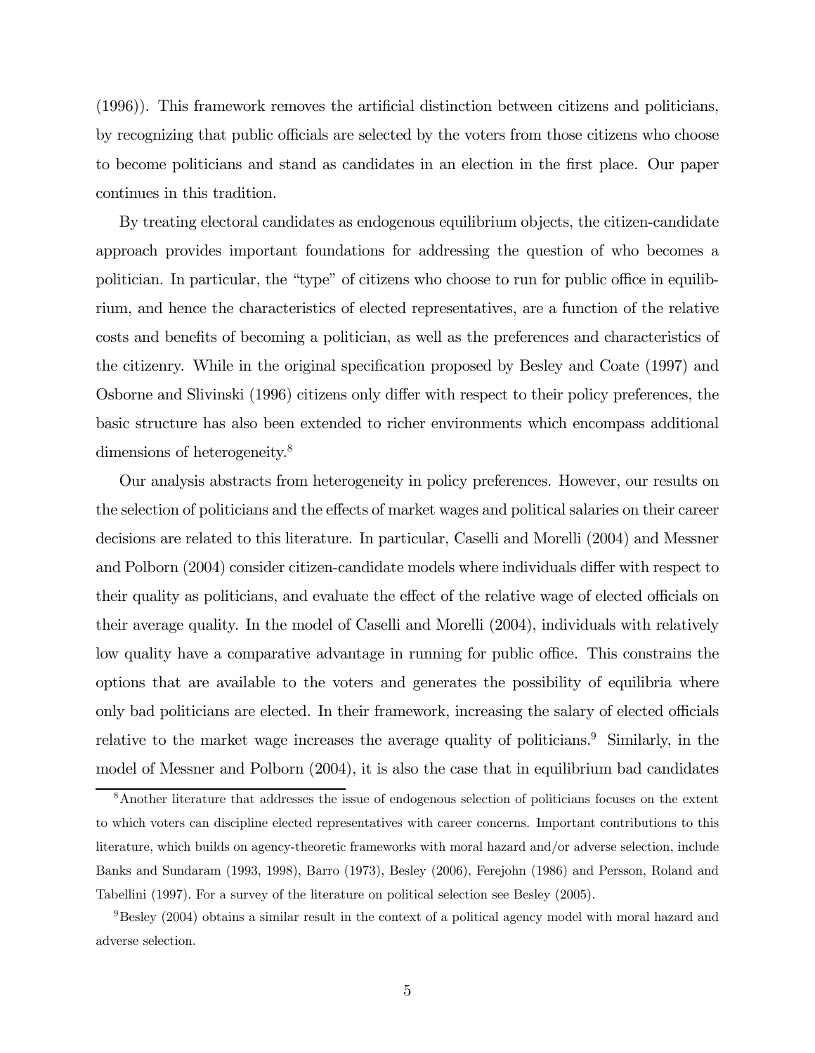(1996)). This framework removes the artificial distinction between citizens and politicians, by recognizing that public officials are selected by the voters from those citizens who choose to become politicians and stand as candidates in an election in the first place. Our paper continues in this tradition.

By treating electoral candidates as endogenous equilibrium objects, the citizen-candidate approach provides important foundations for addressing the question of who becomes a politician. In particular, the "type" of citizens who choose to run for public office in equilibrium, and hence the characteristics of elected representatives, are a function of the relative costs and benefits of becoming a politician, as well as the preferences and characteristics of the citizenry. While in the original specification proposed by Besley and Coate (1997) and Osborne and Slivinski (1996) citizens only differ with respect to their policy preferences, the basic structure has also been extended to richer environments which encompass additional dimensions of heterogeneity.[8]

Our analysis abstracts from heterogeneity in policy preferences. However, our results on the selection of politicians and the effects of market wages and political salaries on their career decisions are related to this literature. In particular, Caselli and Morelli (2004) and Messner and Polborn (2004) consider citizen-candidate models where individuals differ with respect to their quality as politicians, and evaluate the effect of the relative wage of elected officials on their average quality. In the model of Caselli and Morelli (2004), individuals with relatively low quality have a comparative advantage in running for public office. This constrains the options that are available to the voters and generates the possibility of equilibria where only bad politicians are elected. In their framework, increasing the salary of elected officials relative to the market wage increases the average quality of politicians.[9] Similarly, in the model of Messner and Polborn (2004), it is also the case that in equilibrium bad candidates

[8] Another literature that addresses the issue of endogenous selection of politicians focuses on the extent to which voters can discipline elected representatives with career concerns. Important contributions to this literature, which builds on agency-theoretic frameworks with moral hazard and/or adverse selection, include Banks and Sundaram (1993, 1998), Barro (1973), Besley (2006), Ferejohn (1986) and Persson, Roland and Tabellini (1997). For a survey of the literature on political selection see Besley (2005).

[9] Besley (2004) obtains a similar result in the context of a political agency model with moral hazard and adverse selection.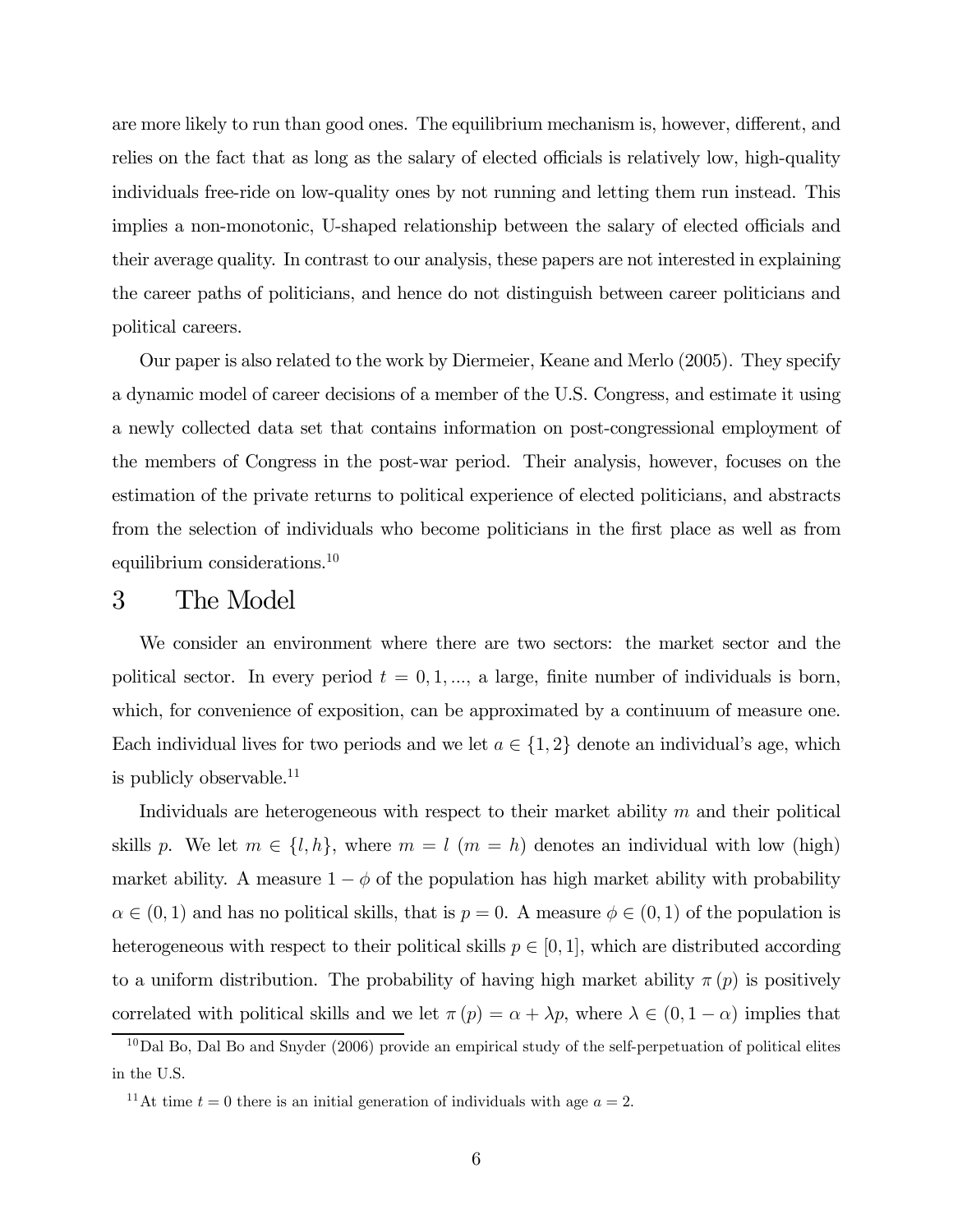are more likely to run than good ones. The equilibrium mechanism is, however, different, and relies on the fact that as long as the salary of elected officials is relatively low, high-quality individuals free-ride on low-quality ones by not running and letting them run instead. This implies a non-monotonic, U-shaped relationship between the salary of elected officials and their average quality. In contrast to our analysis, these papers are not interested in explaining the career paths of politicians, and hence do not distinguish between career politicians and political careers.

Our paper is also related to the work by Diermeier, Keane and Merlo (2005). They specify a dynamic model of career decisions of a member of the U.S. Congress, and estimate it using a newly collected data set that contains information on post-congressional employment of the members of Congress in the post-war period. Their analysis, however, focuses on the estimation of the private returns to political experience of elected politicians, and abstracts from the selection of individuals who become politicians in the first place as well as from equilibrium considerations.[10]

# 3 The Model

We consider an environment where there are two sectors: the market sector and the political sector. In every period $t = 0, 1, \ldots$, a large, finite number of individuals is born, which, for convenience of exposition, can be approximated by a continuum of measure one. Each individual lives for two periods and we let $a \in \{1, 2\}$ denote an individual's age, which is publicly observable.[11]

Individuals are heterogeneous with respect to their market ability $m$ and their political skills $p$. We let $m \in \{l, h\}$, where $m = l$ ($m = h$) denotes an individual with low (high) market ability. A measure $1 - \phi$ of the population has high market ability with probability $\alpha \in (0, 1)$ and has no political skills, that is $p = 0$. A measure $\phi \in (0, 1)$ of the population is heterogeneous with respect to their political skills $p \in [0, 1]$, which are distributed according to a uniform distribution. The probability of having high market ability $\pi(p)$ is positively correlated with political skills and we let $\pi(p) = \alpha + \lambda p$, where $\lambda \in (0, 1 - \alpha)$ implies that

[10] Dal Bo, Dal Bo and Snyder (2006) provide an empirical study of the self-perpetuation of political elites in the U.S.

[11] At time $t = 0$ there is an initial generation of individuals with age $a = 2$.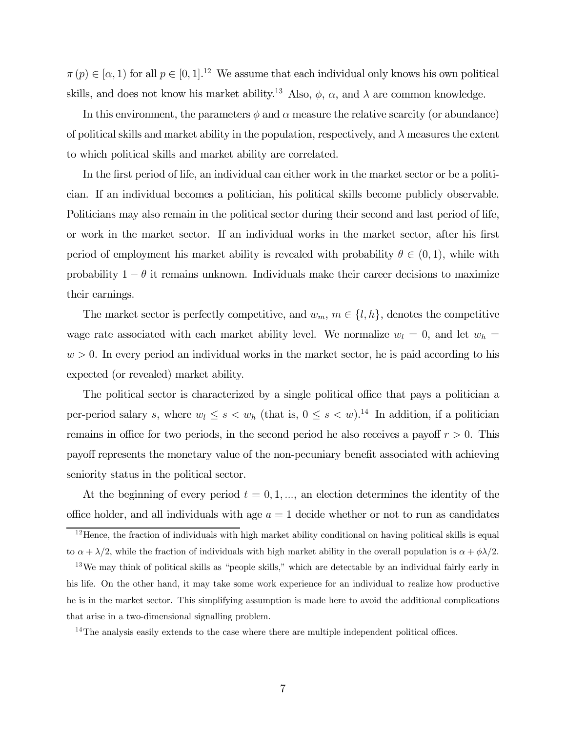$\pi(p) \in [\alpha, 1)$ for all $p \in [0, 1]$.[12] We assume that each individual only knows his own political skills, and does not know his market ability.[13] Also, $\phi$, $\alpha$, and $\lambda$ are common knowledge.

In this environment, the parameters $\phi$ and $\alpha$ measure the relative scarcity (or abundance) of political skills and market ability in the population, respectively, and $\lambda$ measures the extent to which political skills and market ability are correlated.

In the first period of life, an individual can either work in the market sector or be a politician. If an individual becomes a politician, his political skills become publicly observable. Politicians may also remain in the political sector during their second and last period of life, or work in the market sector. If an individual works in the market sector, after his first period of employment his market ability is revealed with probability $\theta \in (0, 1)$, while with probability $1 - \theta$ it remains unknown. Individuals make their career decisions to maximize their earnings.

The market sector is perfectly competitive, and $w_m$, $m \in \{l, h\}$, denotes the competitive wage rate associated with each market ability level. We normalize $w_l = 0$, and let $w_h = w > 0$. In every period an individual works in the market sector, he is paid according to his expected (or revealed) market ability.

The political sector is characterized by a single political office that pays a politician a per-period salary $s$, where $w_l \leq s < w_h$ (that is, $0 \leq s < w$).[14] In addition, if a politician remains in office for two periods, in the second period he also receives a payoff $r > 0$. This payoff represents the monetary value of the non-pecuniary benefit associated with achieving seniority status in the political sector.

At the beginning of every period $t = 0, 1, ...$, an election determines the identity of the office holder, and all individuals with age $a = 1$ decide whether or not to run as candidates

[12] Hence, the fraction of individuals with high market ability conditional on having political skills is equal to $\alpha + \lambda/2$, while the fraction of individuals with high market ability in the overall population is $\alpha + \phi\lambda/2$.

[13] We may think of political skills as "people skills," which are detectable by an individual fairly early in his life. On the other hand, it may take some work experience for an individual to realize how productive he is in the market sector. This simplifying assumption is made here to avoid the additional complications that arise in a two-dimensional signalling problem.

[14] The analysis easily extends to the case where there are multiple independent political offices.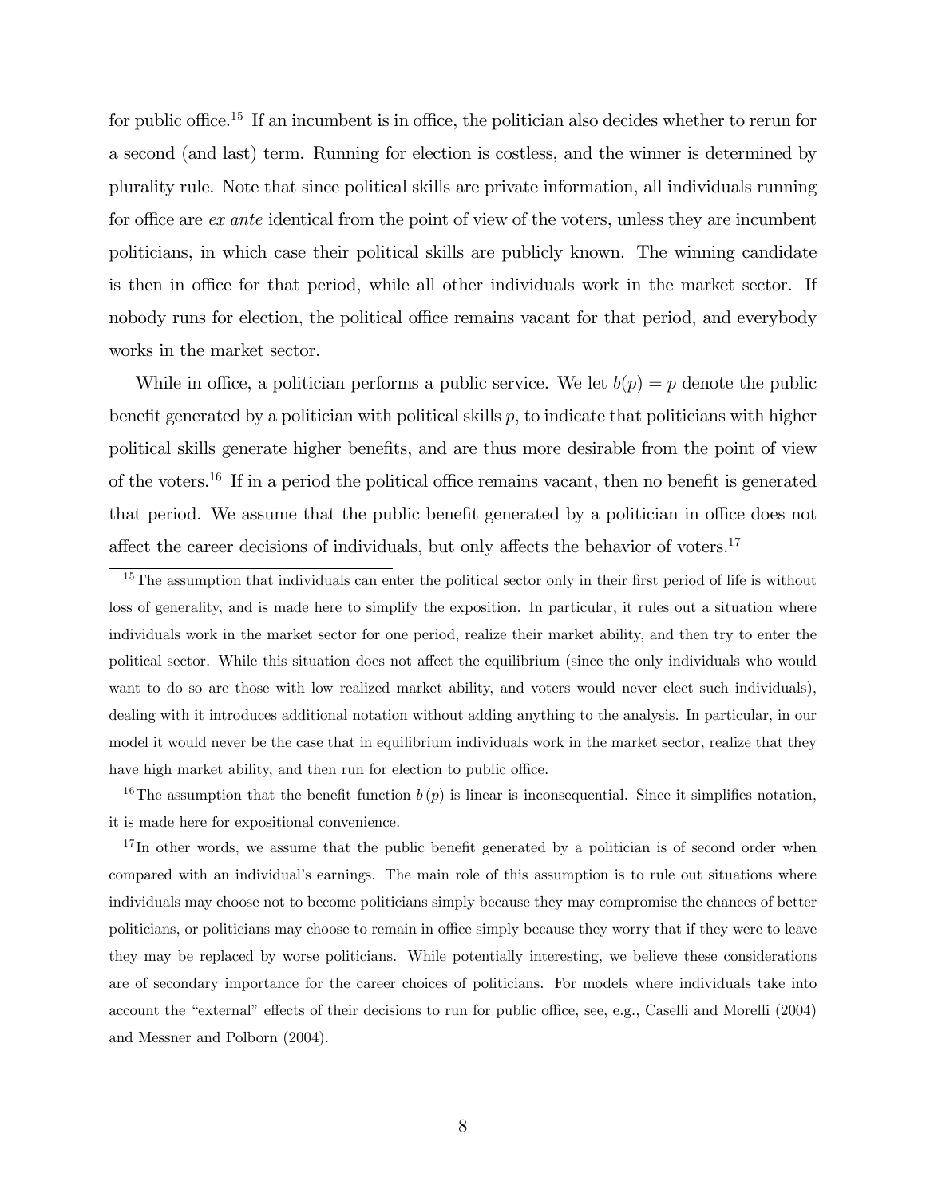for public office.[15] If an incumbent is in office, the politician also decides whether to rerun for a second (and last) term. Running for election is costless, and the winner is determined by plurality rule. Note that since political skills are private information, all individuals running for office are *ex ante* identical from the point of view of the voters, unless they are incumbent politicians, in which case their political skills are publicly known. The winning candidate is then in office for that period, while all other individuals work in the market sector. If nobody runs for election, the political office remains vacant for that period, and everybody works in the market sector.

While in office, a politician performs a public service. We let $b(p) = p$ denote the public benefit generated by a politician with political skills $p$, to indicate that politicians with higher political skills generate higher benefits, and are thus more desirable from the point of view of the voters.[16] If in a period the political office remains vacant, then no benefit is generated that period. We assume that the public benefit generated by a politician in office does not affect the career decisions of individuals, but only affects the behavior of voters.[17]

---

[15] The assumption that individuals can enter the political sector only in their first period of life is without loss of generality, and is made here to simplify the exposition. In particular, it rules out a situation where individuals work in the market sector for one period, realize their market ability, and then try to enter the political sector. While this situation does not affect the equilibrium (since the only individuals who would want to do so are those with low realized market ability, and voters would never elect such individuals), dealing with it introduces additional notation without adding anything to the analysis. In particular, in our model it would never be the case that in equilibrium individuals work in the market sector, realize that they have high market ability, and then run for election to public office.

[16] The assumption that the benefit function $b(p)$ is linear is inconsequential. Since it simplifies notation, it is made here for expositional convenience.

[17] In other words, we assume that the public benefit generated by a politician is of second order when compared with an individual's earnings. The main role of this assumption is to rule out situations where individuals may choose not to become politicians simply because they may compromise the chances of better politicians, or politicians may choose to remain in office simply because they worry that if they were to leave they may be replaced by worse politicians. While potentially interesting, we believe these considerations are of secondary importance for the career choices of politicians. For models where individuals take into account the "external" effects of their decisions to run for public office, see, e.g., Caselli and Morelli (2004) and Messner and Polborn (2004).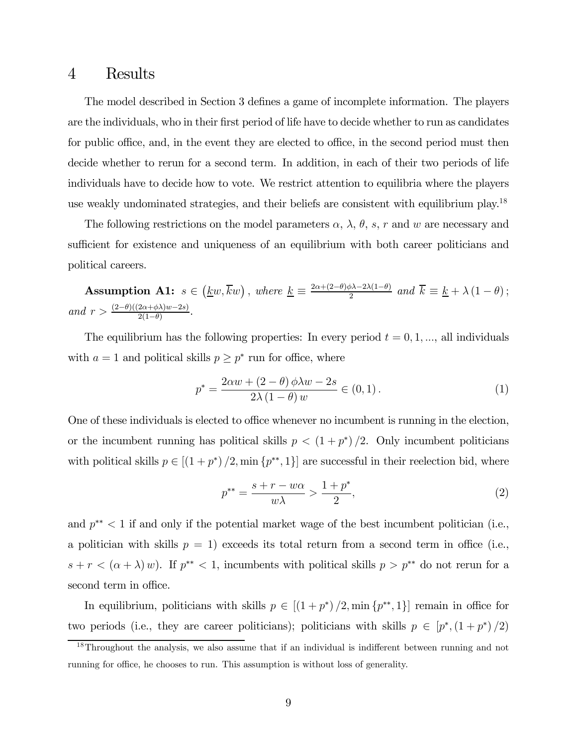# 4 Results

The model described in Section 3 defines a game of incomplete information. The players are the individuals, who in their first period of life have to decide whether to run as candidates for public office, and, in the event they are elected to office, in the second period must then decide whether to rerun for a second term. In addition, in each of their two periods of life individuals have to decide how to vote. We restrict attention to equilibria where the players use weakly undominated strategies, and their beliefs are consistent with equilibrium play.[18]

The following restrictions on the model parameters $\alpha$, $\lambda$, $\theta$, $s$, $r$ and $w$ are necessary and sufficient for existence and uniqueness of an equilibrium with both career politicians and political careers.

**Assumption A1:** *$s \in \left(\underline{k}w, \overline{k}w\right)$, where $\underline{k} \equiv \frac{2\alpha+(2-\theta)\phi\lambda-2\lambda(1-\theta)}{2}$ and $\overline{k} \equiv \underline{k} + \lambda(1-\theta)$; and $r > \frac{(2-\theta)((2\alpha+\phi\lambda)w-2s)}{2(1-\theta)}$.*

The equilibrium has the following properties: In every period $t = 0, 1, ...$, all individuals with $a = 1$ and political skills $p \geq p^*$ run for office, where

$$p^* = \frac{2\alpha w + (2-\theta)\phi\lambda w - 2s}{2\lambda(1-\theta)w} \in (0,1). \tag{1}$$

One of these individuals is elected to office whenever no incumbent is running in the election, or the incumbent running has political skills $p < (1+p^*)/2$. Only incumbent politicians with political skills $p \in [(1+p^*)/2, \min\{p^{**}, 1\}]$ are successful in their reelection bid, where

$$p^{**} = \frac{s + r - w\alpha}{w\lambda} > \frac{1+p^*}{2}, \tag{2}$$

and $p^{**} < 1$ if and only if the potential market wage of the best incumbent politician (i.e., a politician with skills $p = 1$) exceeds its total return from a second term in office (i.e., $s + r < (\alpha + \lambda)w$). If $p^{**} < 1$, incumbents with political skills $p > p^{**}$ do not rerun for a second term in office.

In equilibrium, politicians with skills $p \in [(1+p^*)/2, \min\{p^{**}, 1\}]$ remain in office for two periods (i.e., they are career politicians); politicians with skills $p \in [p^*, (1+p^*)/2)$

[18] Throughout the analysis, we also assume that if an individual is indifferent between running and not running for office, he chooses to run. This assumption is without loss of generality.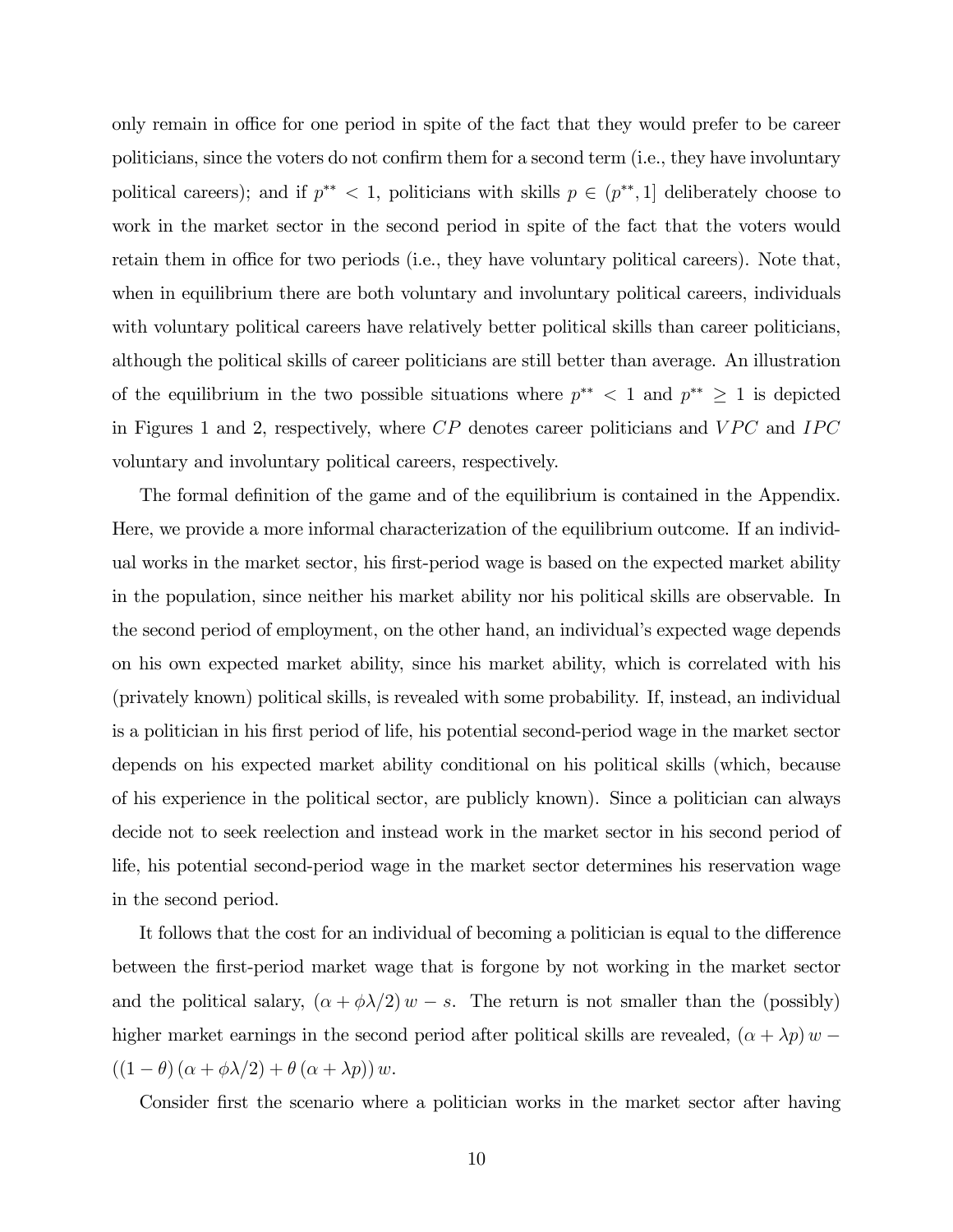only remain in office for one period in spite of the fact that they would prefer to be career politicians, since the voters do not confirm them for a second term (i.e., they have involuntary political careers); and if $p^{**} < 1$, politicians with skills $p \in (p^{**}, 1]$ deliberately choose to work in the market sector in the second period in spite of the fact that the voters would retain them in office for two periods (i.e., they have voluntary political careers). Note that, when in equilibrium there are both voluntary and involuntary political careers, individuals with voluntary political careers have relatively better political skills than career politicians, although the political skills of career politicians are still better than average. An illustration of the equilibrium in the two possible situations where $p^{**} < 1$ and $p^{**} \geq 1$ is depicted in Figures 1 and 2, respectively, where $CP$ denotes career politicians and $VPC$ and $IPC$ voluntary and involuntary political careers, respectively.

The formal definition of the game and of the equilibrium is contained in the Appendix. Here, we provide a more informal characterization of the equilibrium outcome. If an individual works in the market sector, his first-period wage is based on the expected market ability in the population, since neither his market ability nor his political skills are observable. In the second period of employment, on the other hand, an individual's expected wage depends on his own expected market ability, since his market ability, which is correlated with his (privately known) political skills, is revealed with some probability. If, instead, an individual is a politician in his first period of life, his potential second-period wage in the market sector depends on his expected market ability conditional on his political skills (which, because of his experience in the political sector, are publicly known). Since a politician can always decide not to seek reelection and instead work in the market sector in his second period of life, his potential second-period wage in the market sector determines his reservation wage in the second period.

It follows that the cost for an individual of becoming a politician is equal to the difference between the first-period market wage that is forgone by not working in the market sector and the political salary, $(\alpha + \phi\lambda/2)\, w - s$. The return is not smaller than the (possibly) higher market earnings in the second period after political skills are revealed, $(\alpha + \lambda p)\, w - ((1 - \theta)(\alpha + \phi\lambda/2) + \theta(\alpha + \lambda p))\, w$.

Consider first the scenario where a politician works in the market sector after having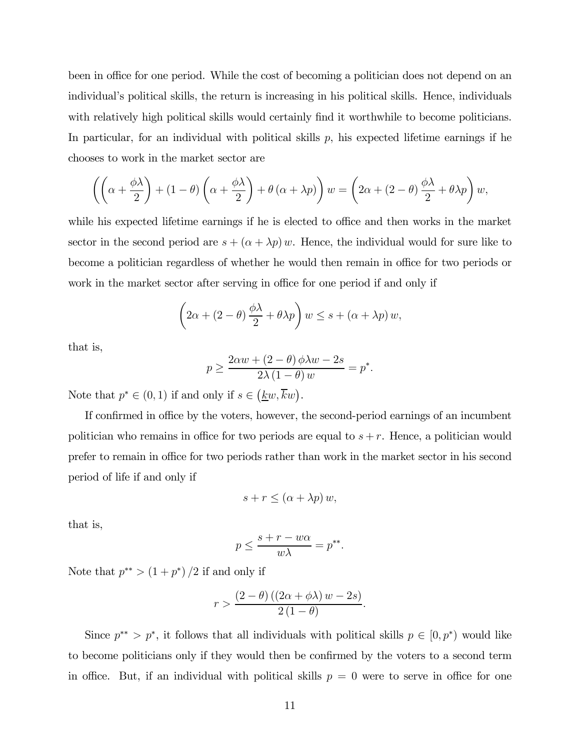been in office for one period. While the cost of becoming a politician does not depend on an individual's political skills, the return is increasing in his political skills. Hence, individuals with relatively high political skills would certainly find it worthwhile to become politicians. In particular, for an individual with political skills $p$, his expected lifetime earnings if he chooses to work in the market sector are

$$\left(\left(\alpha + \frac{\phi\lambda}{2}\right) + (1-\theta)\left(\alpha + \frac{\phi\lambda}{2}\right) + \theta\left(\alpha + \lambda p\right)\right) w = \left(2\alpha + (2-\theta)\frac{\phi\lambda}{2} + \theta\lambda p\right) w,$$

while his expected lifetime earnings if he is elected to office and then works in the market sector in the second period are $s + (\alpha + \lambda p) w$. Hence, the individual would for sure like to become a politician regardless of whether he would then remain in office for two periods or work in the market sector after serving in office for one period if and only if

$$\left(2\alpha + (2-\theta)\frac{\phi\lambda}{2} + \theta\lambda p\right) w \leq s + (\alpha + \lambda p) w,$$

that is,

$$p \geq \frac{2\alpha w + (2-\theta)\phi\lambda w - 2s}{2\lambda(1-\theta) w} = p^{*}.$$

Note that $p^{*} \in (0,1)$ if and only if $s \in \left(\underline{k}w, \overline{k}w\right)$.

If confirmed in office by the voters, however, the second-period earnings of an incumbent politician who remains in office for two periods are equal to $s + r$. Hence, a politician would prefer to remain in office for two periods rather than work in the market sector in his second period of life if and only if

$$s + r \leq (\alpha + \lambda p) w,$$

that is,

$$p \leq \frac{s + r - w\alpha}{w\lambda} = p^{**}.$$

Note that $p^{**} > (1 + p^{*})/2$ if and only if

$$r > \frac{(2-\theta)\left((2\alpha + \phi\lambda) w - 2s\right)}{2(1-\theta)}.$$

Since $p^{**} > p^{*}$, it follows that all individuals with political skills $p \in [0, p^{*})$ would like to become politicians only if they would then be confirmed by the voters to a second term in office. But, if an individual with political skills $p = 0$ were to serve in office for one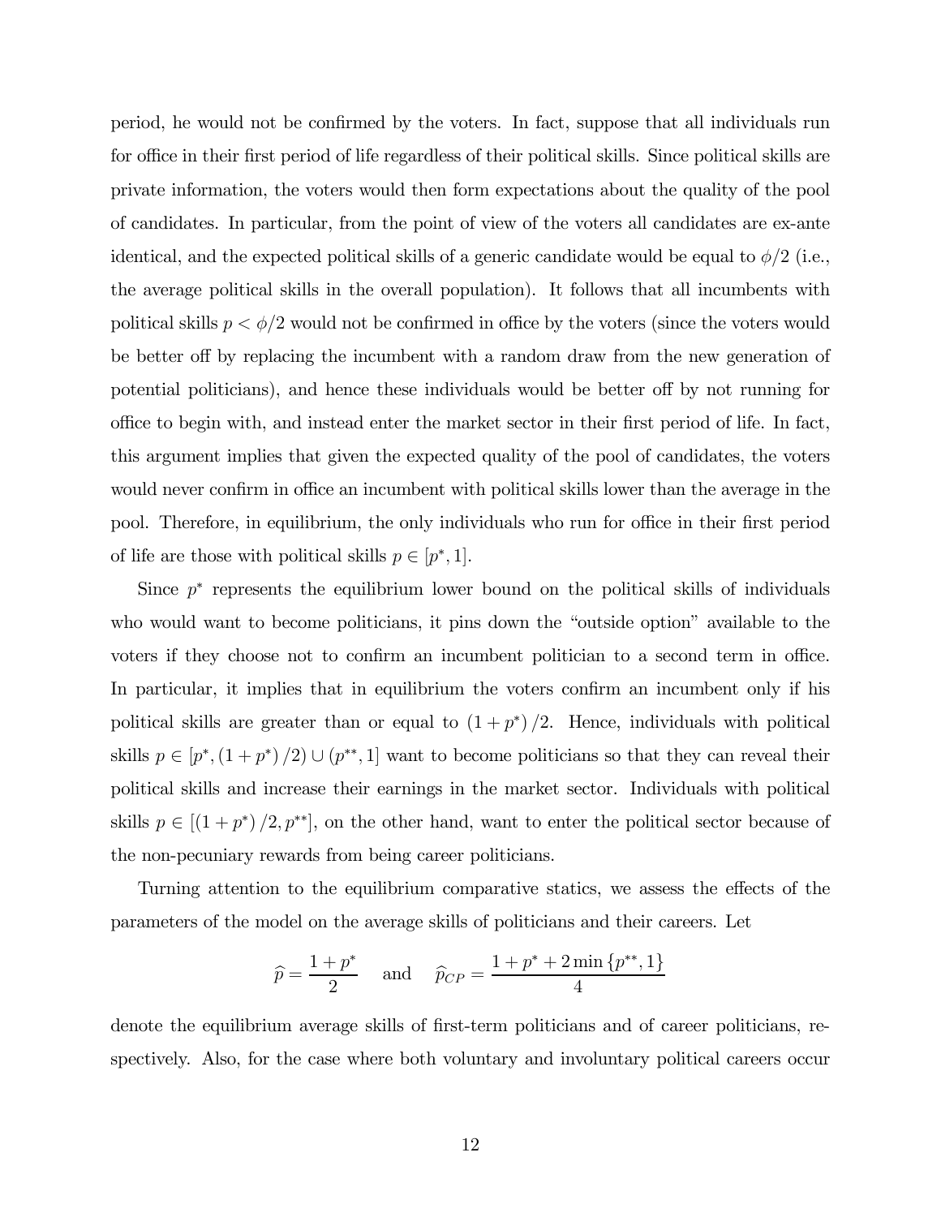period, he would not be confirmed by the voters. In fact, suppose that all individuals run for office in their first period of life regardless of their political skills. Since political skills are private information, the voters would then form expectations about the quality of the pool of candidates. In particular, from the point of view of the voters all candidates are ex-ante identical, and the expected political skills of a generic candidate would be equal to $\phi/2$ (i.e., the average political skills in the overall population). It follows that all incumbents with political skills $p < \phi/2$ would not be confirmed in office by the voters (since the voters would be better off by replacing the incumbent with a random draw from the new generation of potential politicians), and hence these individuals would be better off by not running for office to begin with, and instead enter the market sector in their first period of life. In fact, this argument implies that given the expected quality of the pool of candidates, the voters would never confirm in office an incumbent with political skills lower than the average in the pool. Therefore, in equilibrium, the only individuals who run for office in their first period of life are those with political skills $p \in [p^*, 1]$.

Since $p^*$ represents the equilibrium lower bound on the political skills of individuals who would want to become politicians, it pins down the "outside option" available to the voters if they choose not to confirm an incumbent politician to a second term in office. In particular, it implies that in equilibrium the voters confirm an incumbent only if his political skills are greater than or equal to $(1 + p^*)/2$. Hence, individuals with political skills $p \in [p^*, (1 + p^*)/2) \cup (p^{**}, 1]$ want to become politicians so that they can reveal their political skills and increase their earnings in the market sector. Individuals with political skills $p \in [(1 + p^*)/2, p^{**}]$, on the other hand, want to enter the political sector because of the non-pecuniary rewards from being career politicians.

Turning attention to the equilibrium comparative statics, we assess the effects of the parameters of the model on the average skills of politicians and their careers. Let

$$\widehat{p} = \frac{1 + p^*}{2} \quad \text{and} \quad \widehat{p}_{CP} = \frac{1 + p^* + 2\min\{p^{**}, 1\}}{4}$$

denote the equilibrium average skills of first-term politicians and of career politicians, respectively. Also, for the case where both voluntary and involuntary political careers occur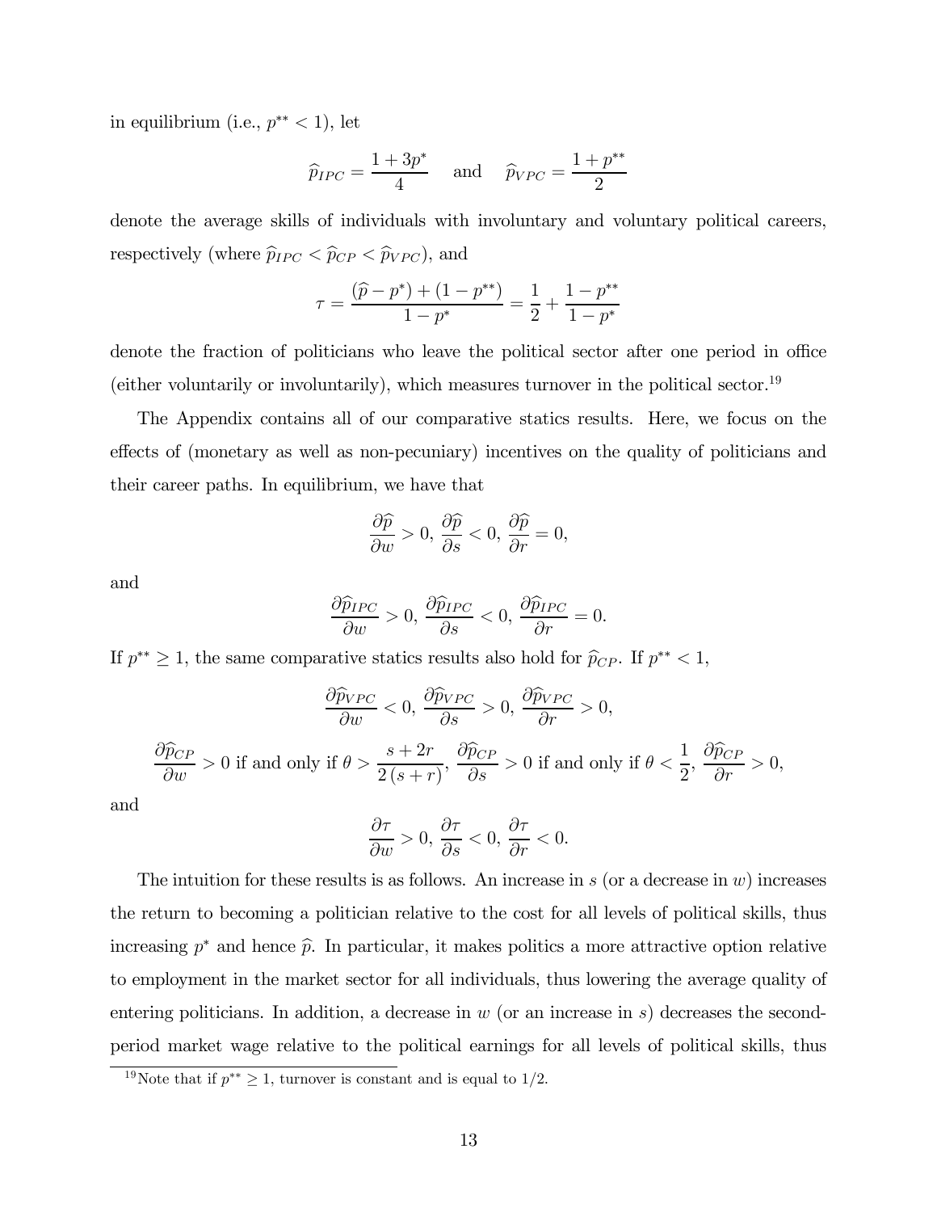in equilibrium (i.e., $p^{**} < 1$), let

$$\widehat{p}_{IPC} = \frac{1 + 3p^*}{4} \quad \text{and} \quad \widehat{p}_{VPC} = \frac{1 + p^{**}}{2}$$

denote the average skills of individuals with involuntary and voluntary political careers, respectively (where $\widehat{p}_{IPC} < \widehat{p}_{CP} < \widehat{p}_{VPC}$), and

$$\tau = \frac{(\widehat{p} - p^*) + (1 - p^{**})}{1 - p^*} = \frac{1}{2} + \frac{1 - p^{**}}{1 - p^*}$$

denote the fraction of politicians who leave the political sector after one period in office (either voluntarily or involuntarily), which measures turnover in the political sector.[19]

The Appendix contains all of our comparative statics results. Here, we focus on the effects of (monetary as well as non-pecuniary) incentives on the quality of politicians and their career paths. In equilibrium, we have that

$$\frac{\partial \widehat{p}}{\partial w} > 0,\ \frac{\partial \widehat{p}}{\partial s} < 0,\ \frac{\partial \widehat{p}}{\partial r} = 0,$$

and

$$\frac{\partial \widehat{p}_{IPC}}{\partial w} > 0,\ \frac{\partial \widehat{p}_{IPC}}{\partial s} < 0,\ \frac{\partial \widehat{p}_{IPC}}{\partial r} = 0.$$

If $p^{**} \geq 1$, the same comparative statics results also hold for $\widehat{p}_{CP}$. If $p^{**} < 1$,

$$\frac{\partial \widehat{p}_{VPC}}{\partial w} < 0,\ \frac{\partial \widehat{p}_{VPC}}{\partial s} > 0,\ \frac{\partial \widehat{p}_{VPC}}{\partial r} > 0,$$

$$\frac{\partial \widehat{p}_{CP}}{\partial w} > 0 \text{ if and only if } \theta > \frac{s + 2r}{2(s + r)},\ \frac{\partial \widehat{p}_{CP}}{\partial s} > 0 \text{ if and only if } \theta < \frac{1}{2},\ \frac{\partial \widehat{p}_{CP}}{\partial r} > 0,$$

and

$$\frac{\partial \tau}{\partial w} > 0,\ \frac{\partial \tau}{\partial s} < 0,\ \frac{\partial \tau}{\partial r} < 0.$$

The intuition for these results is as follows. An increase in $s$ (or a decrease in $w$) increases the return to becoming a politician relative to the cost for all levels of political skills, thus increasing $p^*$ and hence $\widehat{p}$. In particular, it makes politics a more attractive option relative to employment in the market sector for all individuals, thus lowering the average quality of entering politicians. In addition, a decrease in $w$ (or an increase in $s$) decreases the second-period market wage relative to the political earnings for all levels of political skills, thus

[19] Note that if $p^{**} \geq 1$, turnover is constant and is equal to $1/2$.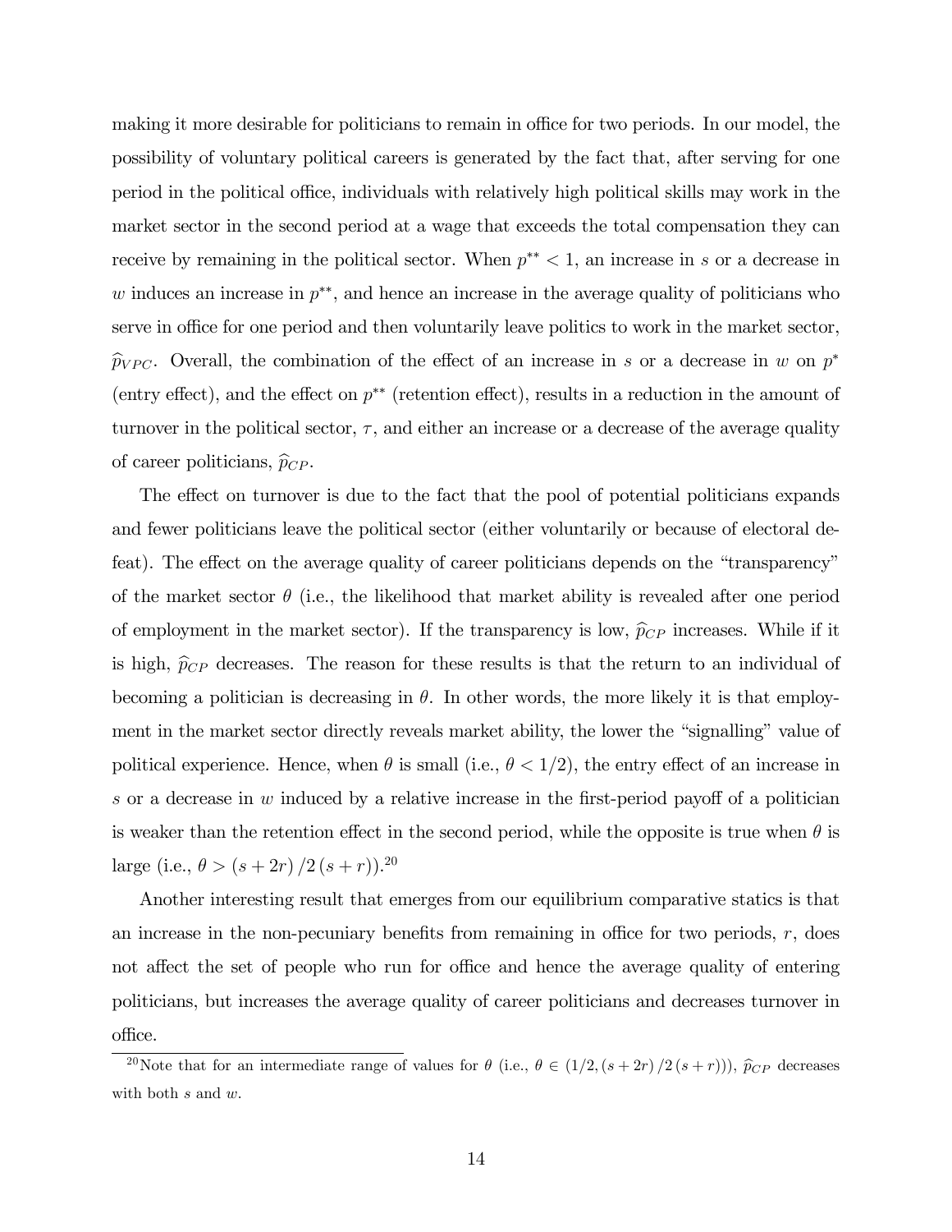making it more desirable for politicians to remain in office for two periods. In our model, the possibility of voluntary political careers is generated by the fact that, after serving for one period in the political office, individuals with relatively high political skills may work in the market sector in the second period at a wage that exceeds the total compensation they can receive by remaining in the political sector. When $p^{**} < 1$, an increase in $s$ or a decrease in $w$ induces an increase in $p^{**}$, and hence an increase in the average quality of politicians who serve in office for one period and then voluntarily leave politics to work in the market sector, $\widehat{p}_{VPC}$. Overall, the combination of the effect of an increase in $s$ or a decrease in $w$ on $p^*$ (entry effect), and the effect on $p^{**}$ (retention effect), results in a reduction in the amount of turnover in the political sector, $\tau$, and either an increase or a decrease of the average quality of career politicians, $\widehat{p}_{CP}$.

The effect on turnover is due to the fact that the pool of potential politicians expands and fewer politicians leave the political sector (either voluntarily or because of electoral defeat). The effect on the average quality of career politicians depends on the "transparency" of the market sector $\theta$ (i.e., the likelihood that market ability is revealed after one period of employment in the market sector). If the transparency is low, $\widehat{p}_{CP}$ increases. While if it is high, $\widehat{p}_{CP}$ decreases. The reason for these results is that the return to an individual of becoming a politician is decreasing in $\theta$. In other words, the more likely it is that employment in the market sector directly reveals market ability, the lower the "signalling" value of political experience. Hence, when $\theta$ is small (i.e., $\theta < 1/2$), the entry effect of an increase in $s$ or a decrease in $w$ induced by a relative increase in the first-period payoff of a politician is weaker than the retention effect in the second period, while the opposite is true when $\theta$ is large (i.e., $\theta > (s + 2r) / 2 (s + r)$).[20]

Another interesting result that emerges from our equilibrium comparative statics is that an increase in the non-pecuniary benefits from remaining in office for two periods, $r$, does not affect the set of people who run for office and hence the average quality of entering politicians, but increases the average quality of career politicians and decreases turnover in office.

[20]Note that for an intermediate range of values for $\theta$ (i.e., $\theta \in (1/2, (s + 2r) / 2 (s + r))$), $\widehat{p}_{CP}$ decreases with both $s$ and $w$.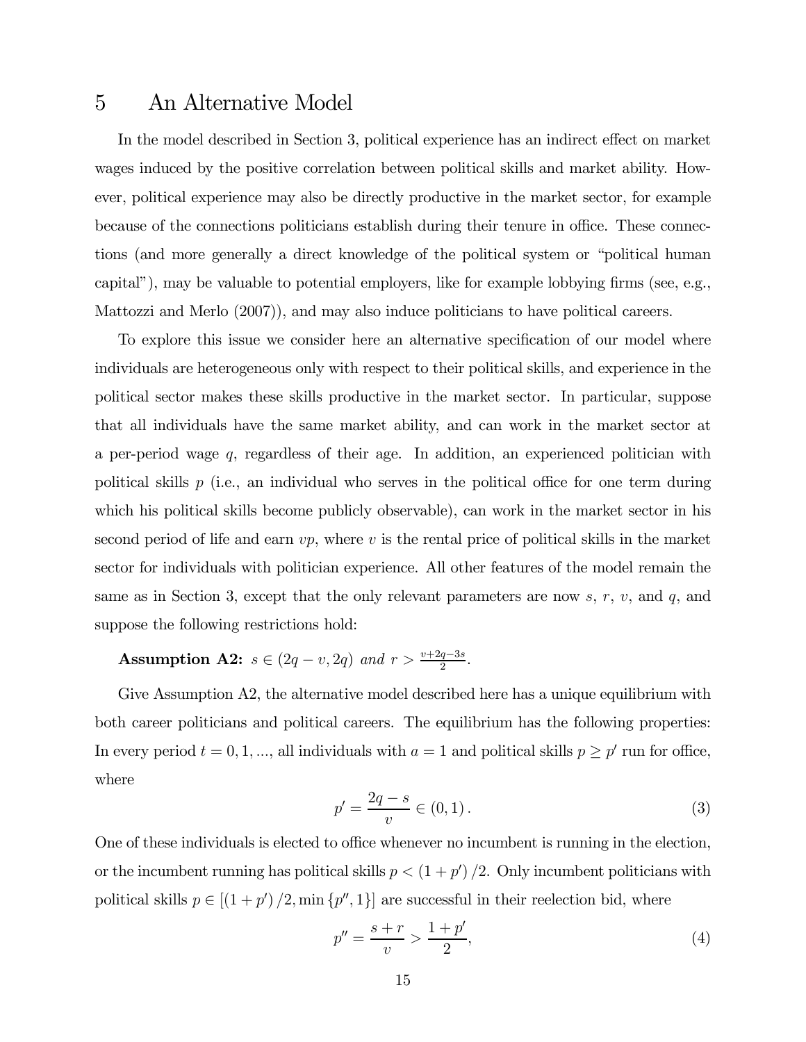# 5 An Alternative Model

In the model described in Section 3, political experience has an indirect effect on market wages induced by the positive correlation between political skills and market ability. However, political experience may also be directly productive in the market sector, for example because of the connections politicians establish during their tenure in office. These connections (and more generally a direct knowledge of the political system or "political human capital"), may be valuable to potential employers, like for example lobbying firms (see, e.g., Mattozzi and Merlo (2007)), and may also induce politicians to have political careers.

To explore this issue we consider here an alternative specification of our model where individuals are heterogeneous only with respect to their political skills, and experience in the political sector makes these skills productive in the market sector. In particular, suppose that all individuals have the same market ability, and can work in the market sector at a per-period wage $q$, regardless of their age. In addition, an experienced politician with political skills $p$ (i.e., an individual who serves in the political office for one term during which his political skills become publicly observable), can work in the market sector in his second period of life and earn $vp$, where $v$ is the rental price of political skills in the market sector for individuals with politician experience. All other features of the model remain the same as in Section 3, except that the only relevant parameters are now $s$, $r$, $v$, and $q$, and suppose the following restrictions hold:

**Assumption A2:** *$s \in (2q - v, 2q)$ and $r > \frac{v+2q-3s}{2}$.*

Give Assumption A2, the alternative model described here has a unique equilibrium with both career politicians and political careers. The equilibrium has the following properties: In every period $t = 0, 1, ...$, all individuals with $a = 1$ and political skills $p \geq p'$ run for office, where

$$p' = \frac{2q - s}{v} \in (0, 1). \tag{3}$$

One of these individuals is elected to office whenever no incumbent is running in the election, or the incumbent running has political skills $p < (1 + p')/2$. Only incumbent politicians with political skills $p \in [(1 + p')/2, \min\{p'', 1\}]$ are successful in their reelection bid, where

$$p'' = \frac{s + r}{v} > \frac{1 + p'}{2}, \tag{4}$$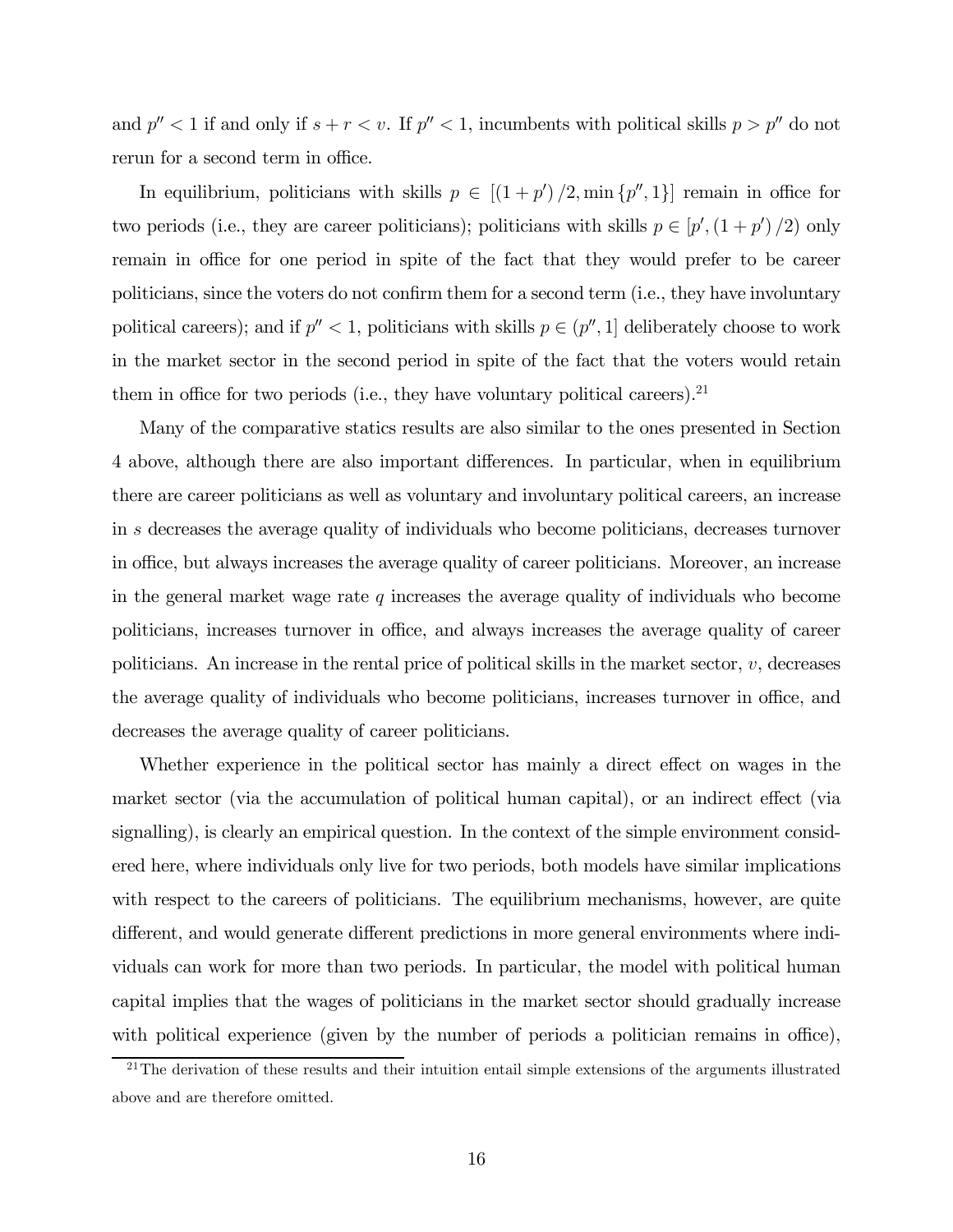and $p'' < 1$ if and only if $s + r < v$. If $p'' < 1$, incumbents with political skills $p > p''$ do not rerun for a second term in office.

In equilibrium, politicians with skills $p \in [(1 + p')/2, \min\{p'', 1\}]$ remain in office for two periods (i.e., they are career politicians); politicians with skills $p \in [p', (1 + p')/2)$ only remain in office for one period in spite of the fact that they would prefer to be career politicians, since the voters do not confirm them for a second term (i.e., they have involuntary political careers); and if $p'' < 1$, politicians with skills $p \in (p'', 1]$ deliberately choose to work in the market sector in the second period in spite of the fact that the voters would retain them in office for two periods (i.e., they have voluntary political careers).[21]

Many of the comparative statics results are also similar to the ones presented in Section 4 above, although there are also important differences. In particular, when in equilibrium there are career politicians as well as voluntary and involuntary political careers, an increase in $s$ decreases the average quality of individuals who become politicians, decreases turnover in office, but always increases the average quality of career politicians. Moreover, an increase in the general market wage rate $q$ increases the average quality of individuals who become politicians, increases turnover in office, and always increases the average quality of career politicians. An increase in the rental price of political skills in the market sector, $v$, decreases the average quality of individuals who become politicians, increases turnover in office, and decreases the average quality of career politicians.

Whether experience in the political sector has mainly a direct effect on wages in the market sector (via the accumulation of political human capital), or an indirect effect (via signalling), is clearly an empirical question. In the context of the simple environment considered here, where individuals only live for two periods, both models have similar implications with respect to the careers of politicians. The equilibrium mechanisms, however, are quite different, and would generate different predictions in more general environments where individuals can work for more than two periods. In particular, the model with political human capital implies that the wages of politicians in the market sector should gradually increase with political experience (given by the number of periods a politician remains in office),

[21] The derivation of these results and their intuition entail simple extensions of the arguments illustrated above and are therefore omitted.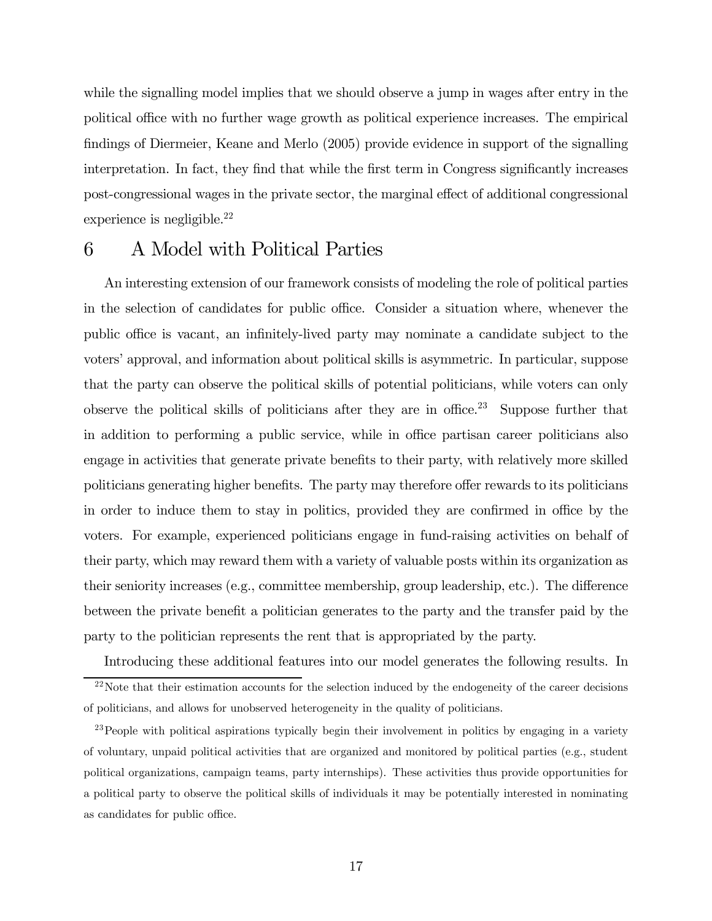while the signalling model implies that we should observe a jump in wages after entry in the political office with no further wage growth as political experience increases. The empirical findings of Diermeier, Keane and Merlo (2005) provide evidence in support of the signalling interpretation. In fact, they find that while the first term in Congress significantly increases post-congressional wages in the private sector, the marginal effect of additional congressional experience is negligible.[22]

# 6 A Model with Political Parties

An interesting extension of our framework consists of modeling the role of political parties in the selection of candidates for public office. Consider a situation where, whenever the public office is vacant, an infinitely-lived party may nominate a candidate subject to the voters' approval, and information about political skills is asymmetric. In particular, suppose that the party can observe the political skills of potential politicians, while voters can only observe the political skills of politicians after they are in office.[23] Suppose further that in addition to performing a public service, while in office partisan career politicians also engage in activities that generate private benefits to their party, with relatively more skilled politicians generating higher benefits. The party may therefore offer rewards to its politicians in order to induce them to stay in politics, provided they are confirmed in office by the voters. For example, experienced politicians engage in fund-raising activities on behalf of their party, which may reward them with a variety of valuable posts within its organization as their seniority increases (e.g., committee membership, group leadership, etc.). The difference between the private benefit a politician generates to the party and the transfer paid by the party to the politician represents the rent that is appropriated by the party.

Introducing these additional features into our model generates the following results. In

[22]Note that their estimation accounts for the selection induced by the endogeneity of the career decisions of politicians, and allows for unobserved heterogeneity in the quality of politicians.

[23]People with political aspirations typically begin their involvement in politics by engaging in a variety of voluntary, unpaid political activities that are organized and monitored by political parties (e.g., student political organizations, campaign teams, party internships). These activities thus provide opportunities for a political party to observe the political skills of individuals it may be potentially interested in nominating as candidates for public office.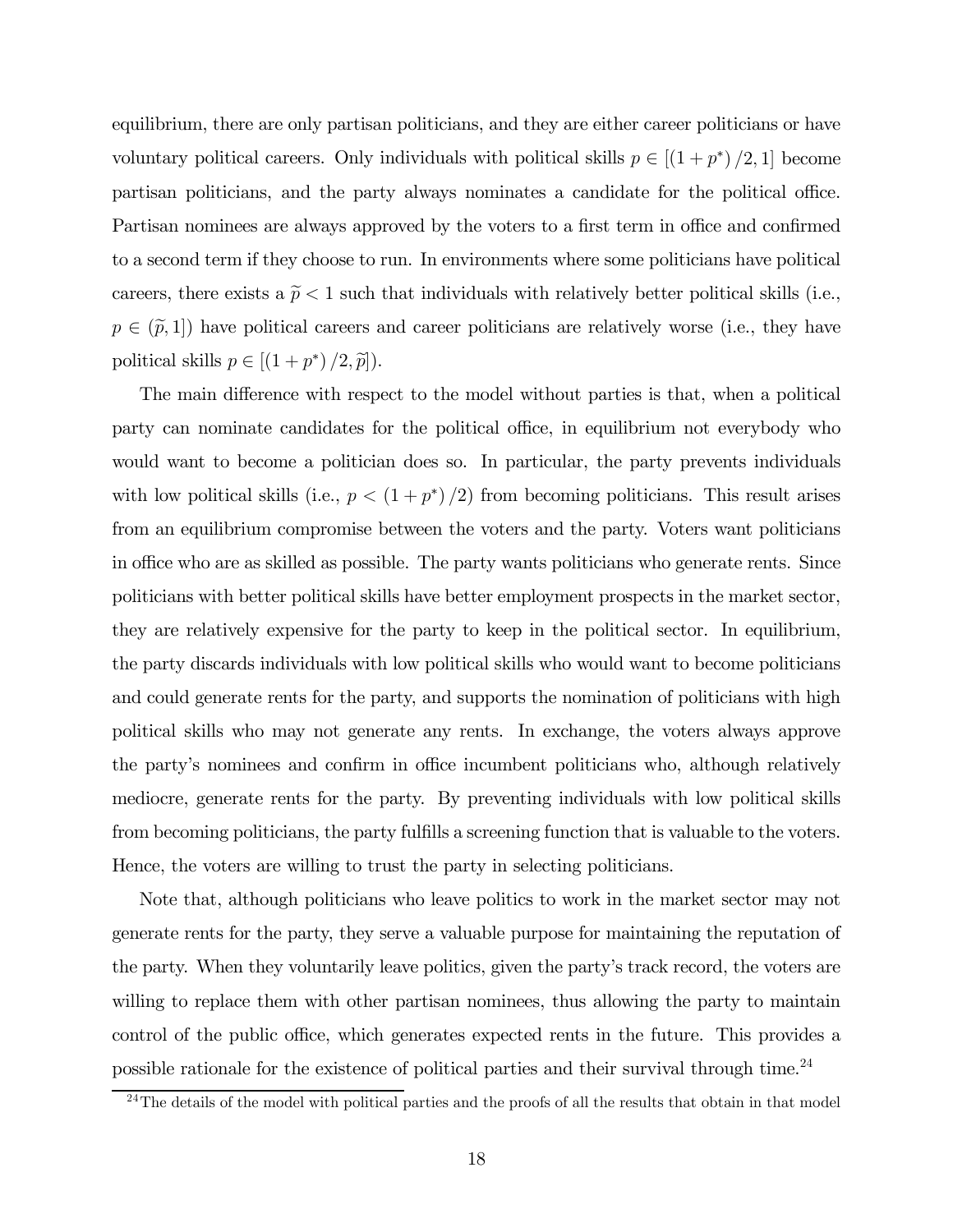equilibrium, there are only partisan politicians, and they are either career politicians or have voluntary political careers. Only individuals with political skills $p \in [(1+p^*)/2, 1]$ become partisan politicians, and the party always nominates a candidate for the political office. Partisan nominees are always approved by the voters to a first term in office and confirmed to a second term if they choose to run. In environments where some politicians have political careers, there exists a $\widetilde{p} < 1$ such that individuals with relatively better political skills (i.e., $p \in (\widetilde{p}, 1]$) have political careers and career politicians are relatively worse (i.e., they have political skills $p \in [(1+p^*)/2, \widetilde{p}]$).

The main difference with respect to the model without parties is that, when a political party can nominate candidates for the political office, in equilibrium not everybody who would want to become a politician does so. In particular, the party prevents individuals with low political skills (i.e., $p < (1+p^*)/2$) from becoming politicians. This result arises from an equilibrium compromise between the voters and the party. Voters want politicians in office who are as skilled as possible. The party wants politicians who generate rents. Since politicians with better political skills have better employment prospects in the market sector, they are relatively expensive for the party to keep in the political sector. In equilibrium, the party discards individuals with low political skills who would want to become politicians and could generate rents for the party, and supports the nomination of politicians with high political skills who may not generate any rents. In exchange, the voters always approve the party's nominees and confirm in office incumbent politicians who, although relatively mediocre, generate rents for the party. By preventing individuals with low political skills from becoming politicians, the party fulfills a screening function that is valuable to the voters. Hence, the voters are willing to trust the party in selecting politicians.

Note that, although politicians who leave politics to work in the market sector may not generate rents for the party, they serve a valuable purpose for maintaining the reputation of the party. When they voluntarily leave politics, given the party's track record, the voters are willing to replace them with other partisan nominees, thus allowing the party to maintain control of the public office, which generates expected rents in the future. This provides a possible rationale for the existence of political parties and their survival through time.[24]

[24] The details of the model with political parties and the proofs of all the results that obtain in that model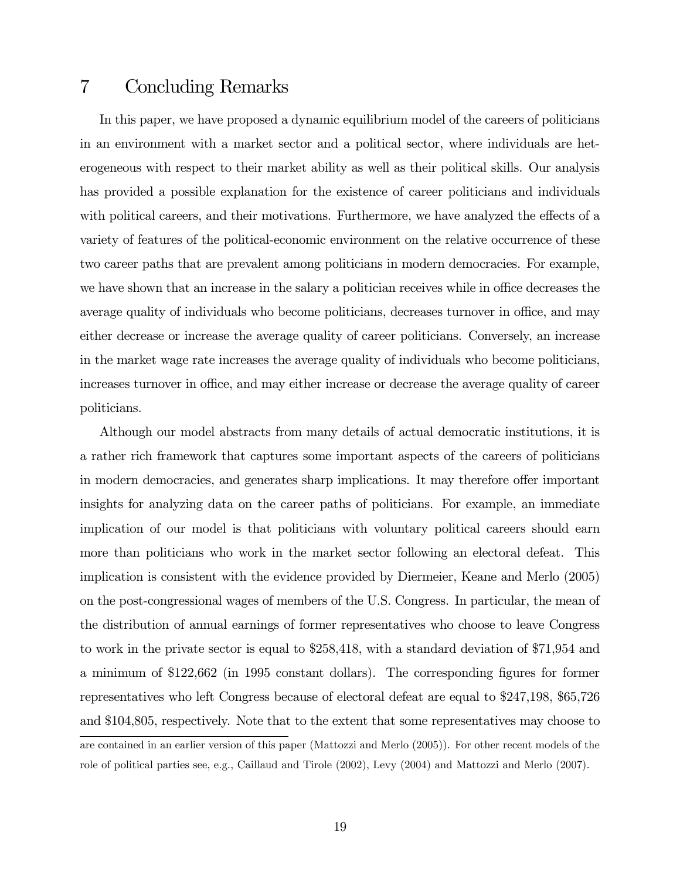# 7 Concluding Remarks

In this paper, we have proposed a dynamic equilibrium model of the careers of politicians in an environment with a market sector and a political sector, where individuals are heterogeneous with respect to their market ability as well as their political skills. Our analysis has provided a possible explanation for the existence of career politicians and individuals with political careers, and their motivations. Furthermore, we have analyzed the effects of a variety of features of the political-economic environment on the relative occurrence of these two career paths that are prevalent among politicians in modern democracies. For example, we have shown that an increase in the salary a politician receives while in office decreases the average quality of individuals who become politicians, decreases turnover in office, and may either decrease or increase the average quality of career politicians. Conversely, an increase in the market wage rate increases the average quality of individuals who become politicians, increases turnover in office, and may either increase or decrease the average quality of career politicians.

Although our model abstracts from many details of actual democratic institutions, it is a rather rich framework that captures some important aspects of the careers of politicians in modern democracies, and generates sharp implications. It may therefore offer important insights for analyzing data on the career paths of politicians. For example, an immediate implication of our model is that politicians with voluntary political careers should earn more than politicians who work in the market sector following an electoral defeat. This implication is consistent with the evidence provided by Diermeier, Keane and Merlo (2005) on the post-congressional wages of members of the U.S. Congress. In particular, the mean of the distribution of annual earnings of former representatives who choose to leave Congress to work in the private sector is equal to $258,418, with a standard deviation of $71,954 and a minimum of $122,662 (in 1995 constant dollars). The corresponding figures for former representatives who left Congress because of electoral defeat are equal to $247,198, $65,726 and $104,805, respectively. Note that to the extent that some representatives may choose to

are contained in an earlier version of this paper (Mattozzi and Merlo (2005)). For other recent models of the role of political parties see, e.g., Caillaud and Tirole (2002), Levy (2004) and Mattozzi and Merlo (2007).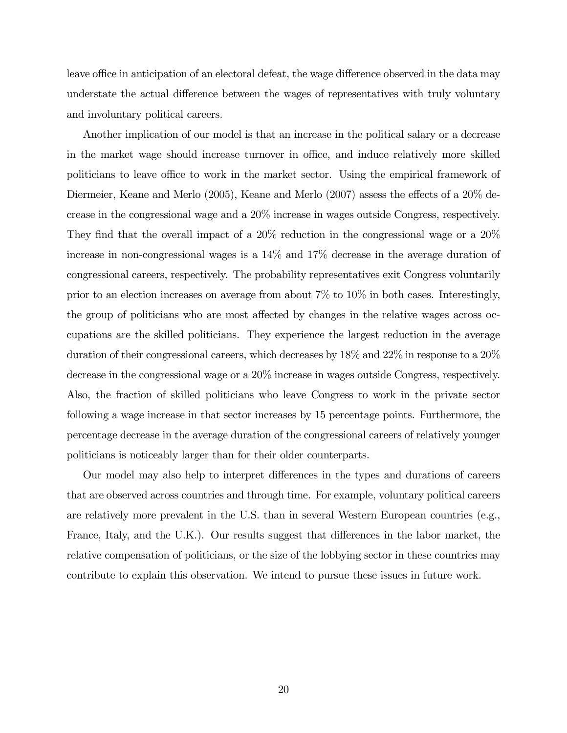leave office in anticipation of an electoral defeat, the wage difference observed in the data may understate the actual difference between the wages of representatives with truly voluntary and involuntary political careers.

Another implication of our model is that an increase in the political salary or a decrease in the market wage should increase turnover in office, and induce relatively more skilled politicians to leave office to work in the market sector. Using the empirical framework of Diermeier, Keane and Merlo (2005), Keane and Merlo (2007) assess the effects of a 20% decrease in the congressional wage and a 20% increase in wages outside Congress, respectively. They find that the overall impact of a 20% reduction in the congressional wage or a 20% increase in non-congressional wages is a 14% and 17% decrease in the average duration of congressional careers, respectively. The probability representatives exit Congress voluntarily prior to an election increases on average from about 7% to 10% in both cases. Interestingly, the group of politicians who are most affected by changes in the relative wages across occupations are the skilled politicians. They experience the largest reduction in the average duration of their congressional careers, which decreases by 18% and 22% in response to a 20% decrease in the congressional wage or a 20% increase in wages outside Congress, respectively. Also, the fraction of skilled politicians who leave Congress to work in the private sector following a wage increase in that sector increases by 15 percentage points. Furthermore, the percentage decrease in the average duration of the congressional careers of relatively younger politicians is noticeably larger than for their older counterparts.

Our model may also help to interpret differences in the types and durations of careers that are observed across countries and through time. For example, voluntary political careers are relatively more prevalent in the U.S. than in several Western European countries (e.g., France, Italy, and the U.K.). Our results suggest that differences in the labor market, the relative compensation of politicians, or the size of the lobbying sector in these countries may contribute to explain this observation. We intend to pursue these issues in future work.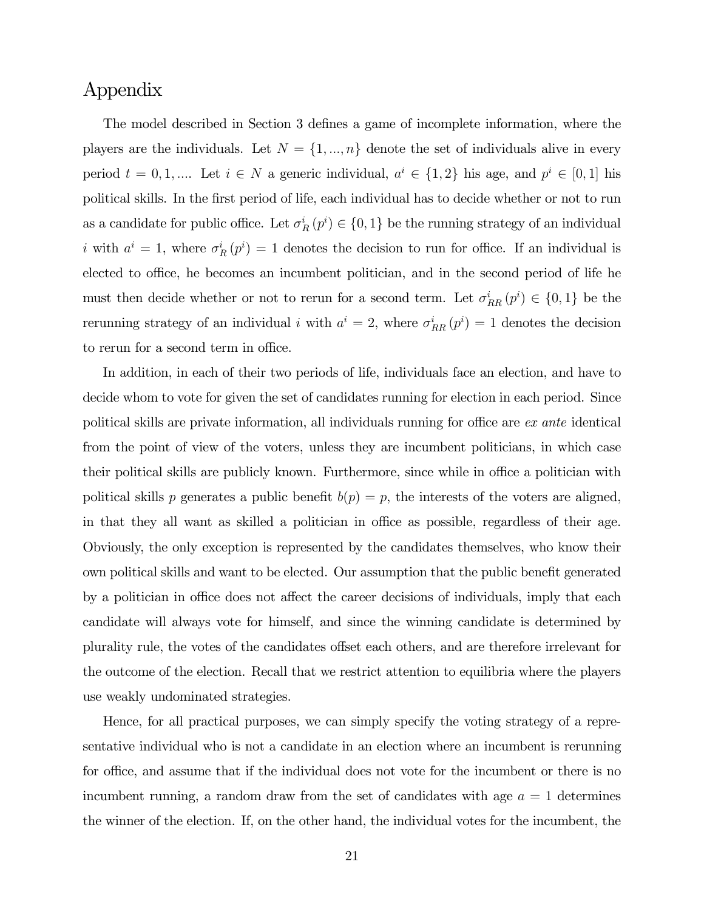# Appendix

The model described in Section 3 defines a game of incomplete information, where the players are the individuals. Let $N = \{1, ..., n\}$ denote the set of individuals alive in every period $t = 0, 1, ....$ Let $i \in N$ a generic individual, $a^i \in \{1, 2\}$ his age, and $p^i \in [0, 1]$ his political skills. In the first period of life, each individual has to decide whether or not to run as a candidate for public office. Let $\sigma_R^i(p^i) \in \{0, 1\}$ be the running strategy of an individual $i$ with $a^i = 1$, where $\sigma_R^i(p^i) = 1$ denotes the decision to run for office. If an individual is elected to office, he becomes an incumbent politician, and in the second period of life he must then decide whether or not to rerun for a second term. Let $\sigma_{RR}^i(p^i) \in \{0, 1\}$ be the rerunning strategy of an individual $i$ with $a^i = 2$, where $\sigma_{RR}^i(p^i) = 1$ denotes the decision to rerun for a second term in office.

In addition, in each of their two periods of life, individuals face an election, and have to decide whom to vote for given the set of candidates running for election in each period. Since political skills are private information, all individuals running for office are *ex ante* identical from the point of view of the voters, unless they are incumbent politicians, in which case their political skills are publicly known. Furthermore, since while in office a politician with political skills $p$ generates a public benefit $b(p) = p$, the interests of the voters are aligned, in that they all want as skilled a politician in office as possible, regardless of their age. Obviously, the only exception is represented by the candidates themselves, who know their own political skills and want to be elected. Our assumption that the public benefit generated by a politician in office does not affect the career decisions of individuals, imply that each candidate will always vote for himself, and since the winning candidate is determined by plurality rule, the votes of the candidates offset each others, and are therefore irrelevant for the outcome of the election. Recall that we restrict attention to equilibria where the players use weakly undominated strategies.

Hence, for all practical purposes, we can simply specify the voting strategy of a representative individual who is not a candidate in an election where an incumbent is rerunning for office, and assume that if the individual does not vote for the incumbent or there is no incumbent running, a random draw from the set of candidates with age $a = 1$ determines the winner of the election. If, on the other hand, the individual votes for the incumbent, the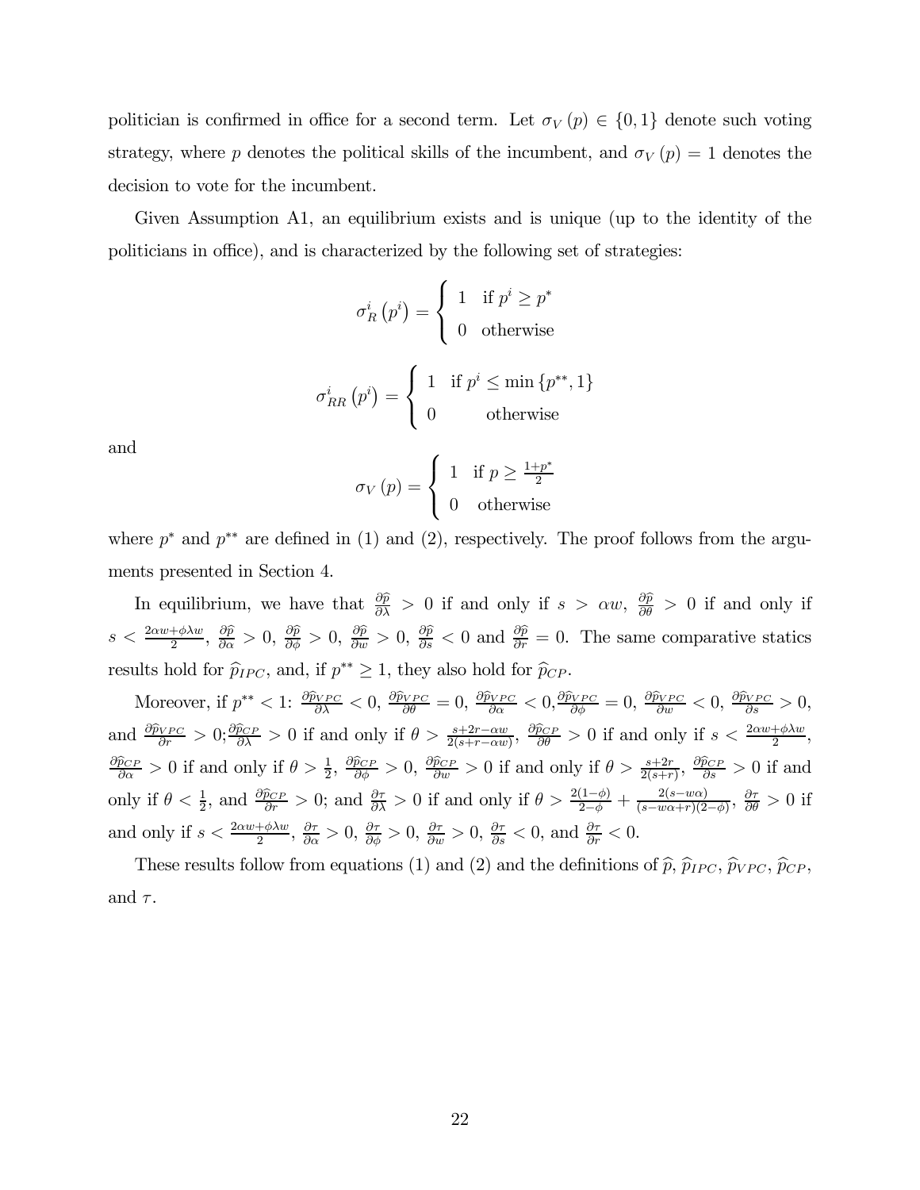politician is confirmed in office for a second term. Let $\sigma_V(p) \in \{0,1\}$ denote such voting strategy, where $p$ denotes the political skills of the incumbent, and $\sigma_V(p) = 1$ denotes the decision to vote for the incumbent.

Given Assumption A1, an equilibrium exists and is unique (up to the identity of the politicians in office), and is characterized by the following set of strategies:

$$\sigma_R^i(p^i) = \begin{cases} 1 & \text{if } p^i \geq p^* \\ 0 & \text{otherwise} \end{cases}$$

$$\sigma_{RR}^i(p^i) = \begin{cases} 1 & \text{if } p^i \leq \min\{p^{**}, 1\} \\ 0 & \text{otherwise} \end{cases}$$

and

$$\sigma_V(p) = \begin{cases} 1 & \text{if } p \geq \frac{1+p^*}{2} \\ 0 & \text{otherwise} \end{cases}$$

where $p^*$ and $p^{**}$ are defined in (1) and (2), respectively. The proof follows from the arguments presented in Section 4.

In equilibrium, we have that $\frac{\partial \widehat{p}}{\partial \lambda} > 0$ if and only if $s > \alpha w$, $\frac{\partial \widehat{p}}{\partial \theta} > 0$ if and only if $s < \frac{2\alpha w + \phi \lambda w}{2}$, $\frac{\partial \widehat{p}}{\partial \alpha} > 0$, $\frac{\partial \widehat{p}}{\partial \phi} > 0$, $\frac{\partial \widehat{p}}{\partial w} > 0$, $\frac{\partial \widehat{p}}{\partial s} < 0$ and $\frac{\partial \widehat{p}}{\partial r} = 0$. The same comparative statics results hold for $\widehat{p}_{IPC}$, and, if $p^{**} \geq 1$, they also hold for $\widehat{p}_{CP}$.

Moreover, if $p^{**} < 1$: $\frac{\partial \widehat{p}_{VPC}}{\partial \lambda} < 0$, $\frac{\partial \widehat{p}_{VPC}}{\partial \theta} = 0$, $\frac{\partial \widehat{p}_{VPC}}{\partial \alpha} < 0$, $\frac{\partial \widehat{p}_{VPC}}{\partial \phi} = 0$, $\frac{\partial \widehat{p}_{VPC}}{\partial w} < 0$, $\frac{\partial \widehat{p}_{VPC}}{\partial s} > 0$, and $\frac{\partial \widehat{p}_{VPC}}{\partial r} > 0$; $\frac{\partial \widehat{p}_{CP}}{\partial \lambda} > 0$ if and only if $\theta > \frac{s+2r-\alpha w}{2(s+r-\alpha w)}$, $\frac{\partial \widehat{p}_{CP}}{\partial \theta} > 0$ if and only if $s < \frac{2\alpha w + \phi \lambda w}{2}$, $\frac{\partial \widehat{p}_{CP}}{\partial \alpha} > 0$ if and only if $\theta > \frac{1}{2}$, $\frac{\partial \widehat{p}_{CP}}{\partial \phi} > 0$, $\frac{\partial \widehat{p}_{CP}}{\partial w} > 0$ if and only if $\theta > \frac{s+2r}{2(s+r)}$, $\frac{\partial \widehat{p}_{CP}}{\partial s} > 0$ if and only if $\theta < \frac{1}{2}$, and $\frac{\partial \widehat{p}_{CP}}{\partial r} > 0$; and $\frac{\partial \tau}{\partial \lambda} > 0$ if and only if $\theta > \frac{2(1-\phi)}{2-\phi} + \frac{2(s-w\alpha)}{(s-w\alpha+r)(2-\phi)}$, $\frac{\partial \tau}{\partial \theta} > 0$ if and only if $s < \frac{2\alpha w + \phi \lambda w}{2}$, $\frac{\partial \tau}{\partial \alpha} > 0$, $\frac{\partial \tau}{\partial \phi} > 0$, $\frac{\partial \tau}{\partial w} > 0$, $\frac{\partial \tau}{\partial s} < 0$, and $\frac{\partial \tau}{\partial r} < 0$.

These results follow from equations (1) and (2) and the definitions of $\widehat{p}$, $\widehat{p}_{IPC}$, $\widehat{p}_{VPC}$, $\widehat{p}_{CP}$, and $\tau$.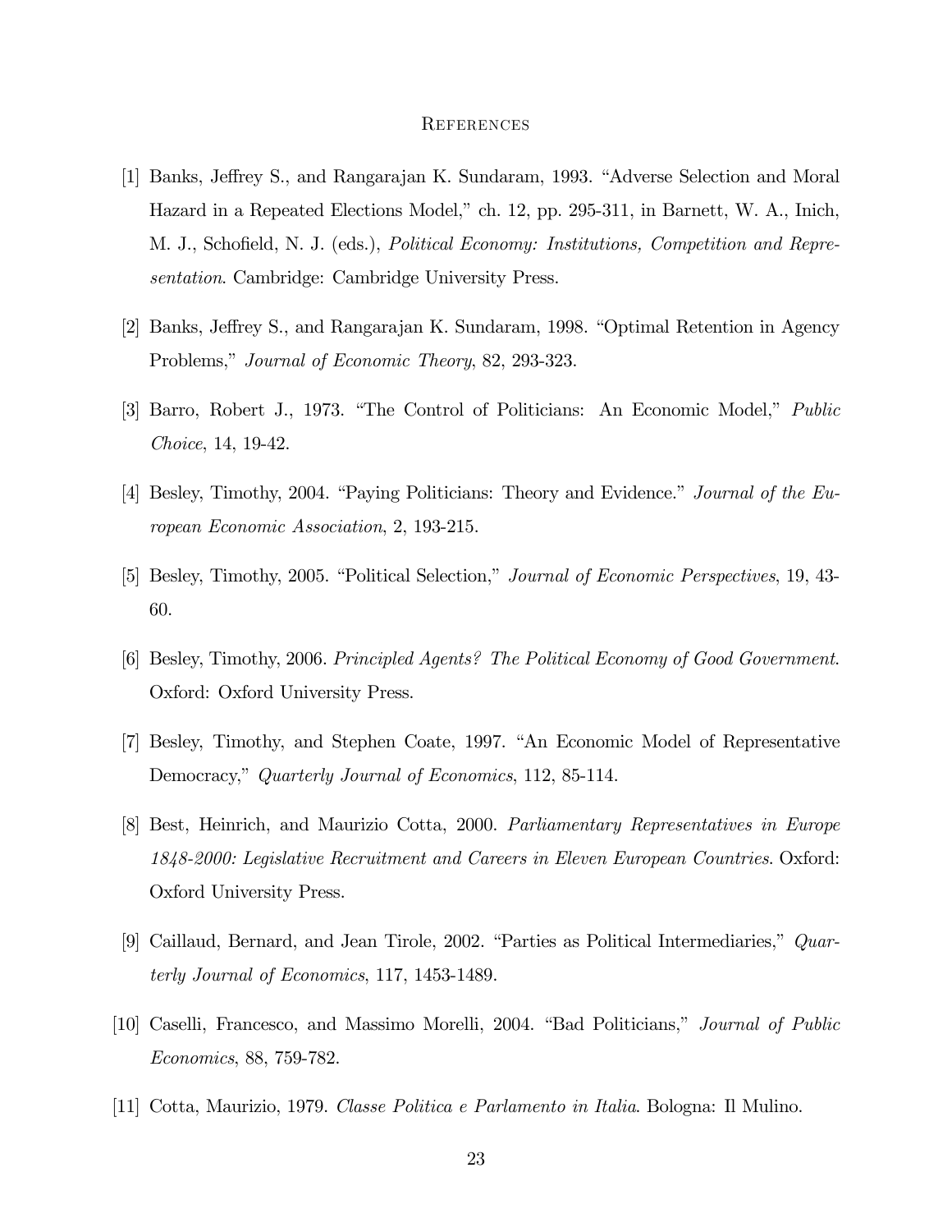# References

[1] Banks, Jeffrey S., and Rangarajan K. Sundaram, 1993. "Adverse Selection and Moral Hazard in a Repeated Elections Model," ch. 12, pp. 295-311, in Barnett, W. A., Inich, M. J., Schofield, N. J. (eds.), *Political Economy: Institutions, Competition and Representation*. Cambridge: Cambridge University Press.

[2] Banks, Jeffrey S., and Rangarajan K. Sundaram, 1998. "Optimal Retention in Agency Problems," *Journal of Economic Theory*, 82, 293-323.

[3] Barro, Robert J., 1973. "The Control of Politicians: An Economic Model," *Public Choice*, 14, 19-42.

[4] Besley, Timothy, 2004. "Paying Politicians: Theory and Evidence." *Journal of the European Economic Association*, 2, 193-215.

[5] Besley, Timothy, 2005. "Political Selection," *Journal of Economic Perspectives*, 19, 43-60.

[6] Besley, Timothy, 2006. *Principled Agents? The Political Economy of Good Government*. Oxford: Oxford University Press.

[7] Besley, Timothy, and Stephen Coate, 1997. "An Economic Model of Representative Democracy," *Quarterly Journal of Economics*, 112, 85-114.

[8] Best, Heinrich, and Maurizio Cotta, 2000. *Parliamentary Representatives in Europe 1848-2000: Legislative Recruitment and Careers in Eleven European Countries*. Oxford: Oxford University Press.

[9] Caillaud, Bernard, and Jean Tirole, 2002. "Parties as Political Intermediaries," *Quarterly Journal of Economics*, 117, 1453-1489.

[10] Caselli, Francesco, and Massimo Morelli, 2004. "Bad Politicians," *Journal of Public Economics*, 88, 759-782.

[11] Cotta, Maurizio, 1979. *Classe Politica e Parlamento in Italia*. Bologna: Il Mulino.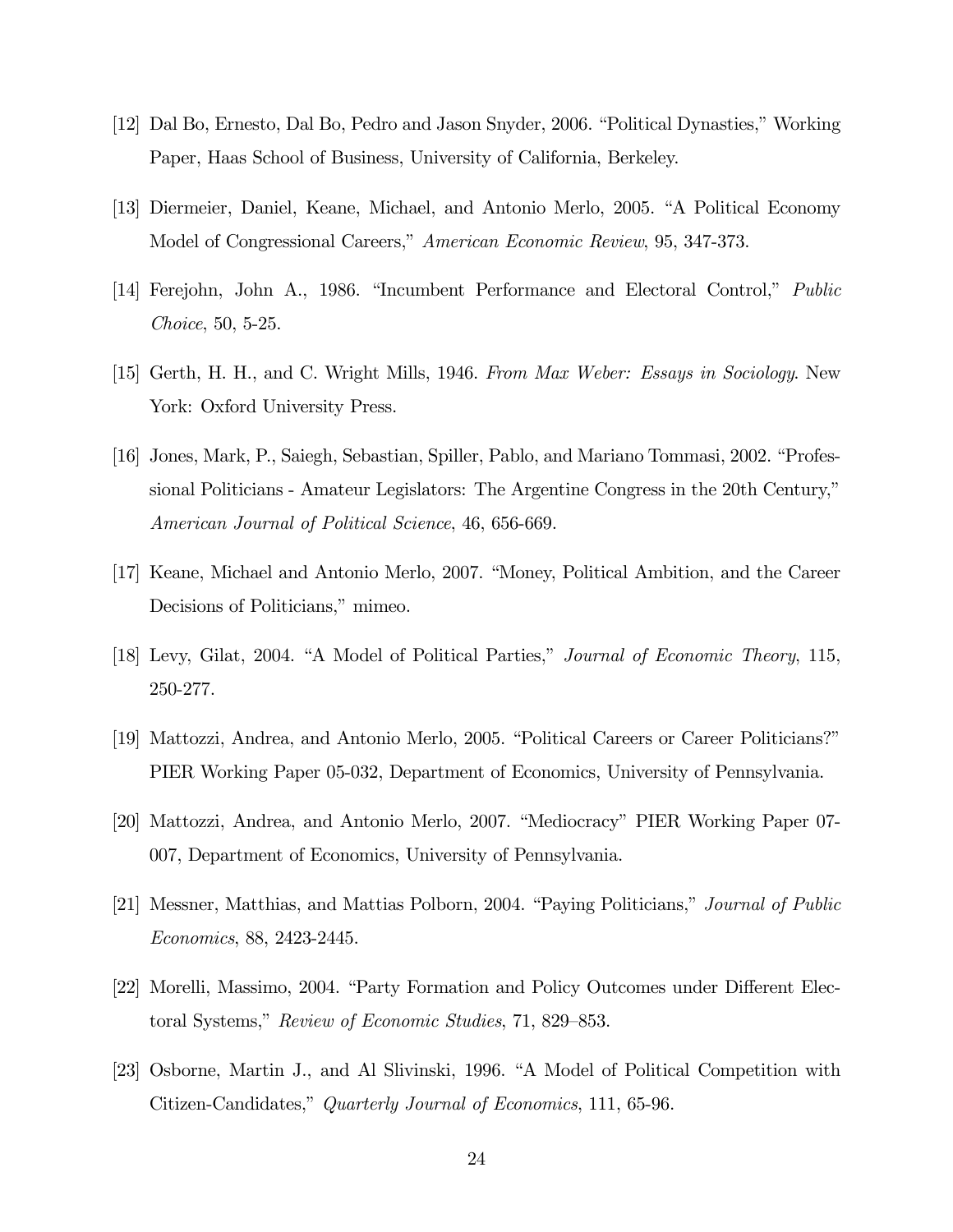[12] Dal Bo, Ernesto, Dal Bo, Pedro and Jason Snyder, 2006. "Political Dynasties," Working Paper, Haas School of Business, University of California, Berkeley.

[13] Diermeier, Daniel, Keane, Michael, and Antonio Merlo, 2005. "A Political Economy Model of Congressional Careers," *American Economic Review*, 95, 347-373.

[14] Ferejohn, John A., 1986. "Incumbent Performance and Electoral Control," *Public Choice*, 50, 5-25.

[15] Gerth, H. H., and C. Wright Mills, 1946. *From Max Weber: Essays in Sociology*. New York: Oxford University Press.

[16] Jones, Mark, P., Saiegh, Sebastian, Spiller, Pablo, and Mariano Tommasi, 2002. "Professional Politicians - Amateur Legislators: The Argentine Congress in the 20th Century," *American Journal of Political Science*, 46, 656-669.

[17] Keane, Michael and Antonio Merlo, 2007. "Money, Political Ambition, and the Career Decisions of Politicians," mimeo.

[18] Levy, Gilat, 2004. "A Model of Political Parties," *Journal of Economic Theory*, 115, 250-277.

[19] Mattozzi, Andrea, and Antonio Merlo, 2005. "Political Careers or Career Politicians?" PIER Working Paper 05-032, Department of Economics, University of Pennsylvania.

[20] Mattozzi, Andrea, and Antonio Merlo, 2007. "Mediocracy" PIER Working Paper 07-007, Department of Economics, University of Pennsylvania.

[21] Messner, Matthias, and Mattias Polborn, 2004. "Paying Politicians," *Journal of Public Economics*, 88, 2423-2445.

[22] Morelli, Massimo, 2004. "Party Formation and Policy Outcomes under Different Electoral Systems," *Review of Economic Studies*, 71, 829–853.

[23] Osborne, Martin J., and Al Slivinski, 1996. "A Model of Political Competition with Citizen-Candidates," *Quarterly Journal of Economics*, 111, 65-96.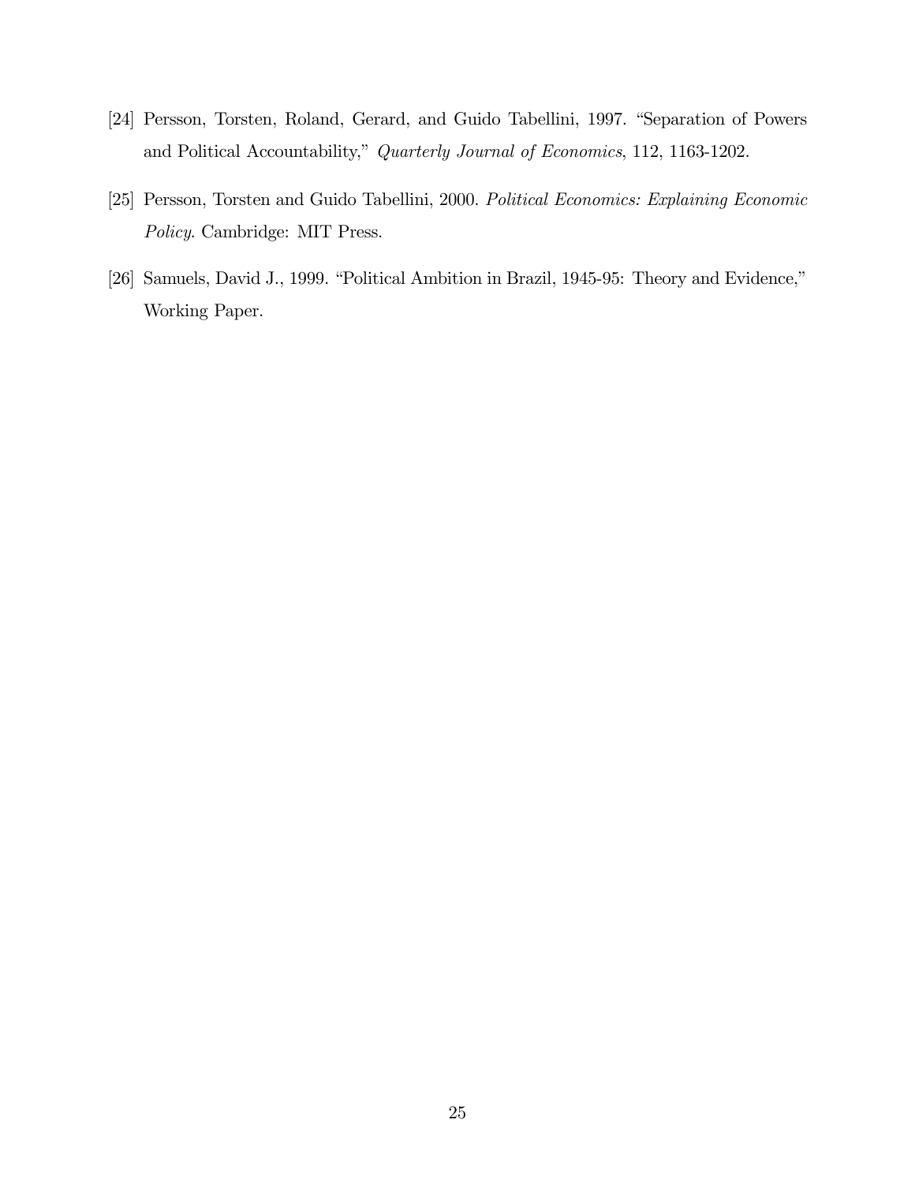[24] Persson, Torsten, Roland, Gerard, and Guido Tabellini, 1997. "Separation of Powers and Political Accountability," *Quarterly Journal of Economics*, 112, 1163-1202.

[25] Persson, Torsten and Guido Tabellini, 2000. *Political Economics: Explaining Economic Policy*. Cambridge: MIT Press.

[26] Samuels, David J., 1999. "Political Ambition in Brazil, 1945-95: Theory and Evidence," Working Paper.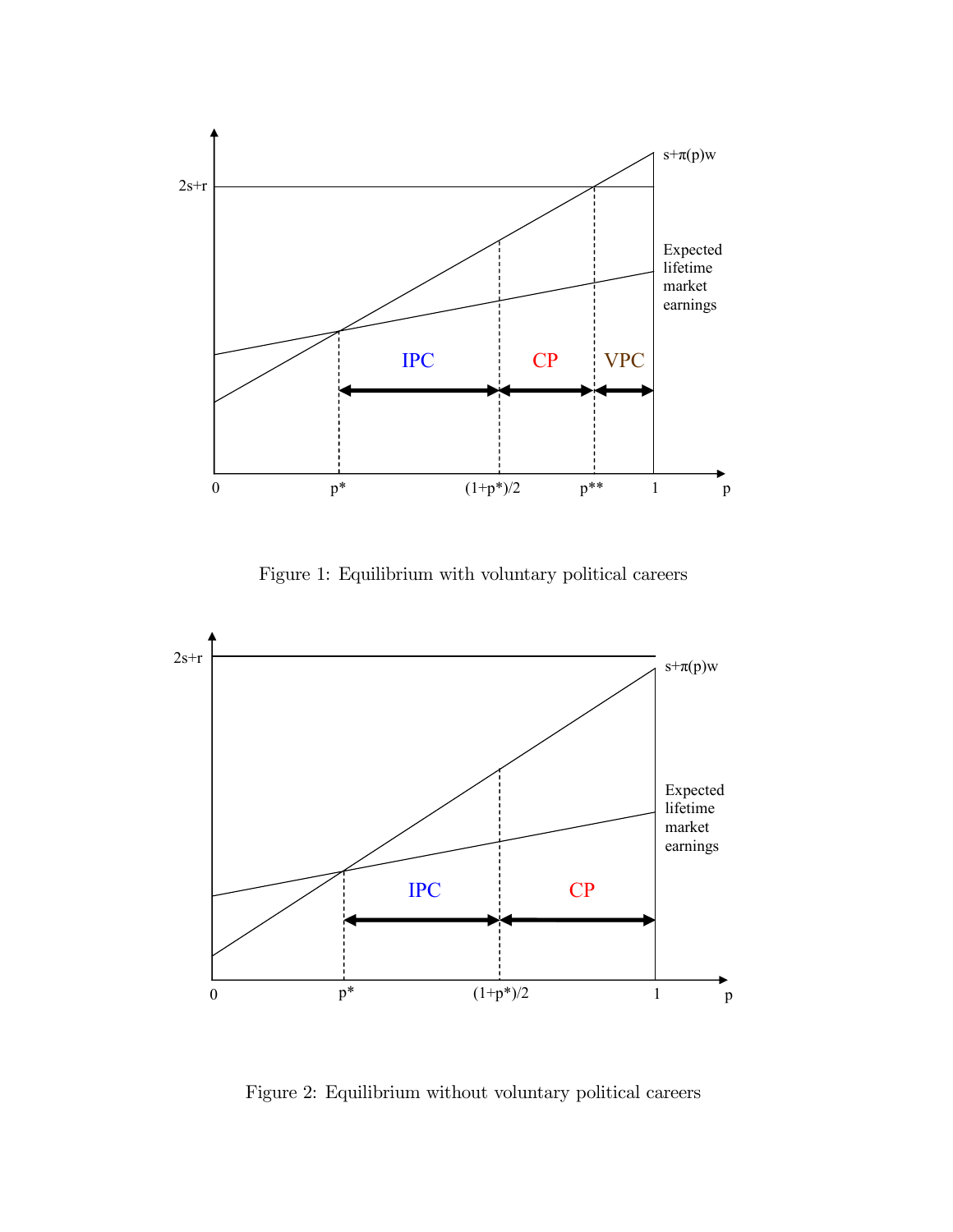2s+r

s+π(p)w

Expected lifetime market earnings

IPC

CP

VPC

0

p*

(1+p*)/2

p**

1

p

Figure 1: Equilibrium with voluntary political careers

2s+r

s+π(p)w

Expected lifetime market earnings

IPC

CP

0

p*

(1+p*)/2

1

p

Figure 2: Equilibrium without voluntary political careers